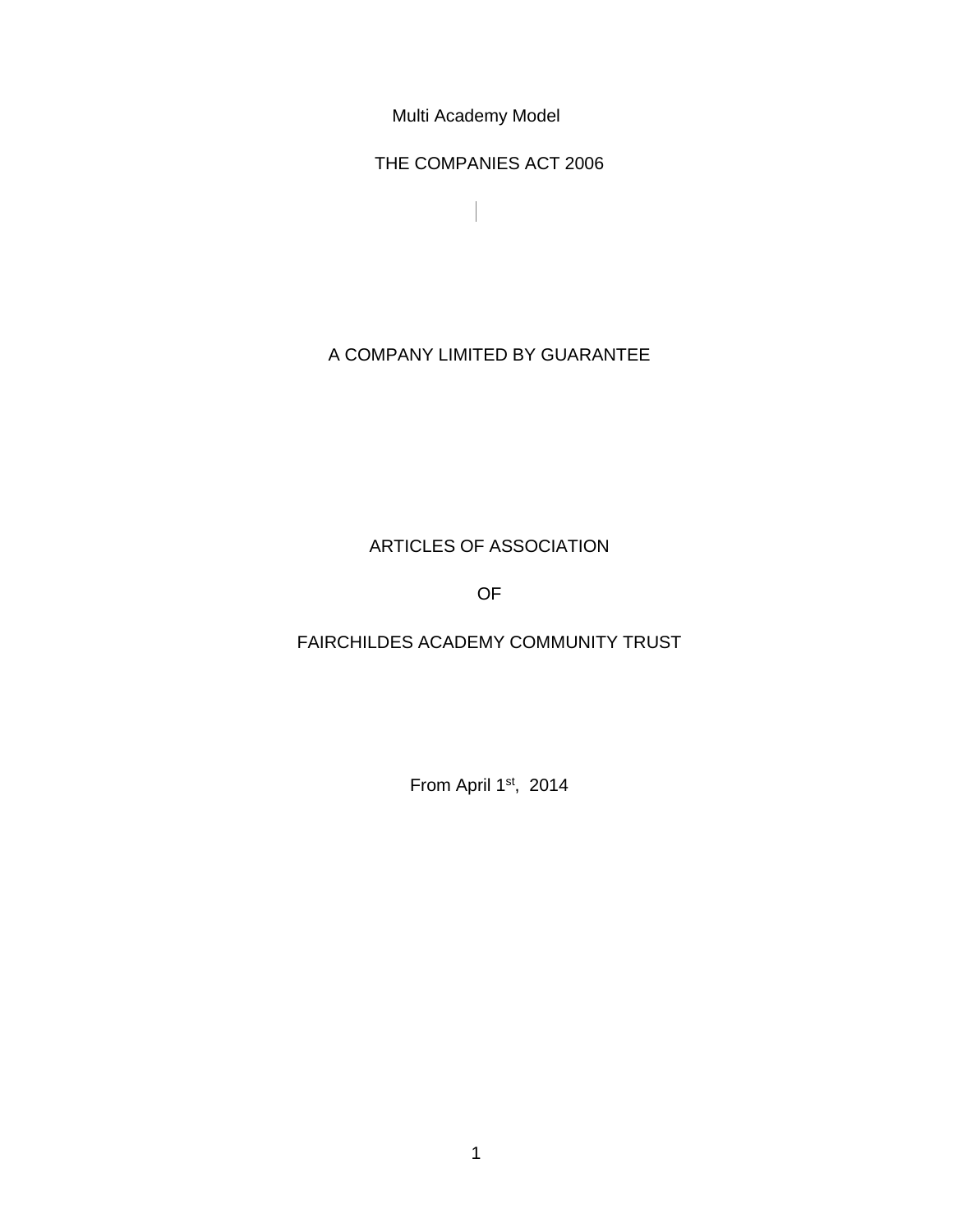Multi Academy Model

THE COMPANIES ACT 2006

A COMPANY LIMITED BY GUARANTEE

# ARTICLES OF ASSOCIATION

OF

# FAIRCHILDES ACADEMY COMMUNITY TRUST

From April 1st, 2014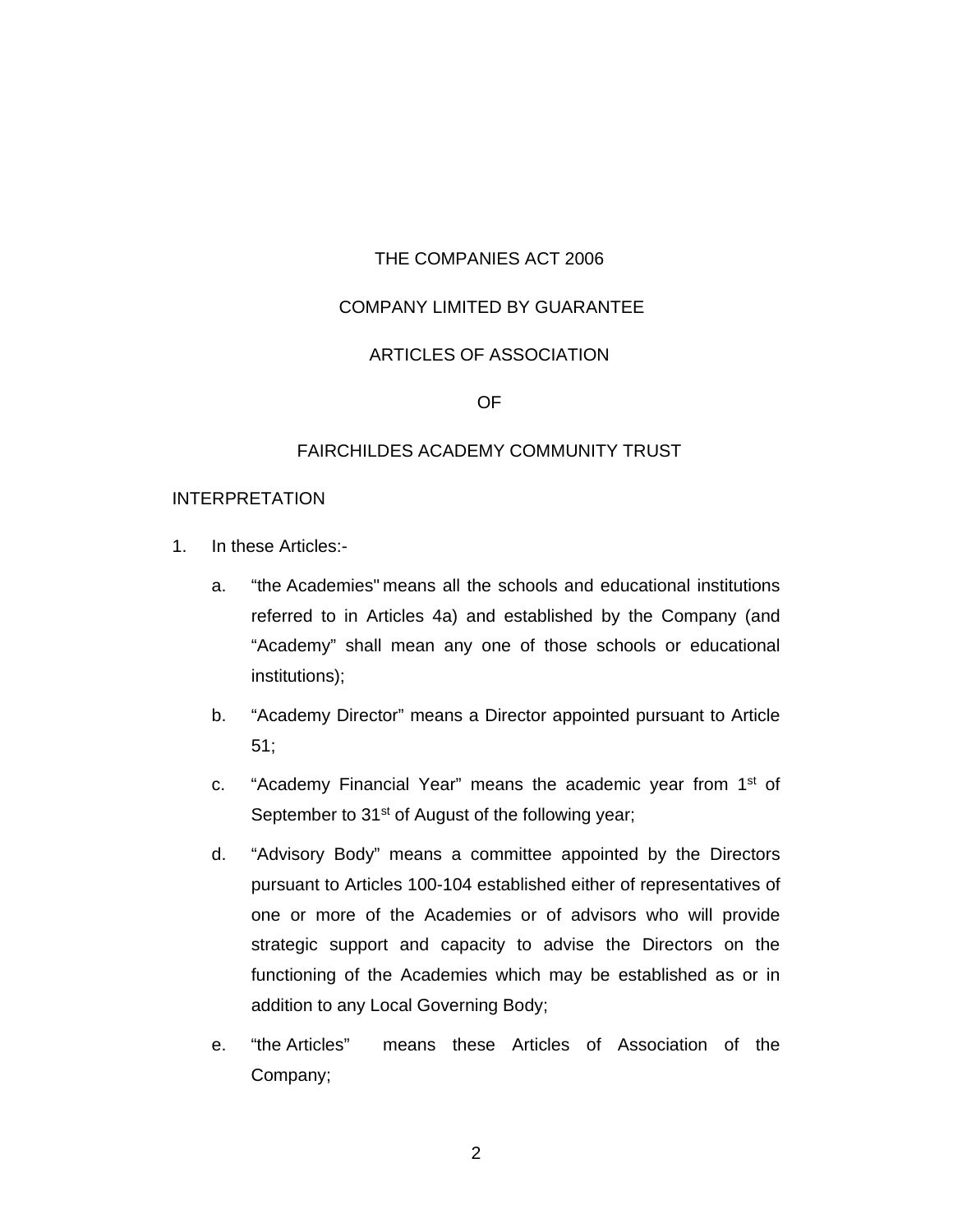THE COMPANIES ACT 2006

COMPANY LIMITED BY GUARANTEE

ARTICLES OF ASSOCIATION

OF

FAIRCHILDES ACADEMY COMMUNITY TRUST

## INTERPRETATION

1. In these Articles:-

   a. “the Academies" means all the schools and educational institutions referred to in Articles 4a) and established by the Company (and “Academy” shall mean any one of those schools or educational institutions);

   b. “Academy Director” means a Director appointed pursuant to Article 51;

   c. “Academy Financial Year” means the academic year from 1st of September to 31st of August of the following year;

   d. “Advisory Body” means a committee appointed by the Directors pursuant to Articles 100-104 established either of representatives of one or more of the Academies or of advisors who will provide strategic support and capacity to advise the Directors on the functioning of the Academies which may be established as or in addition to any Local Governing Body;

   e. “the Articles” means these Articles of Association of the Company;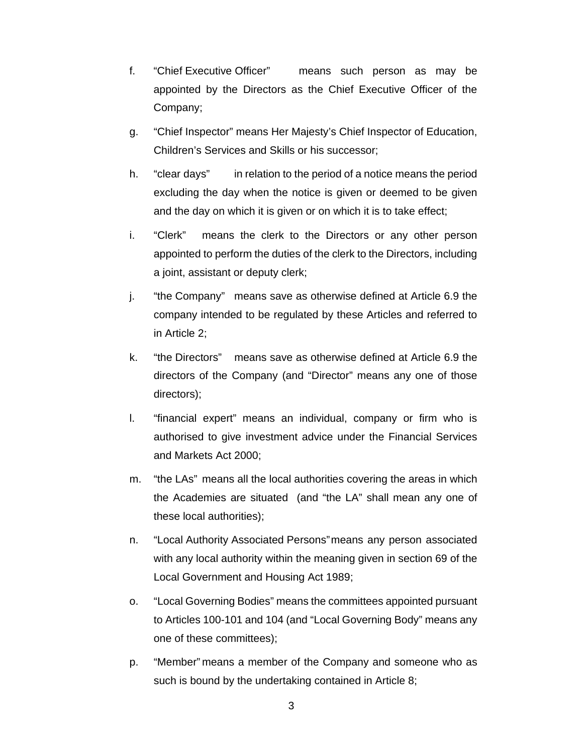f. "Chief Executive Officer" means such person as may be appointed by the Directors as the Chief Executive Officer of the Company;

g. "Chief Inspector" means Her Majesty's Chief Inspector of Education, Children's Services and Skills or his successor;

h. "clear days" in relation to the period of a notice means the period excluding the day when the notice is given or deemed to be given and the day on which it is given or on which it is to take effect;

i. "Clerk" means the clerk to the Directors or any other person appointed to perform the duties of the clerk to the Directors, including a joint, assistant or deputy clerk;

j. "the Company" means save as otherwise defined at Article 6.9 the company intended to be regulated by these Articles and referred to in Article 2;

k. "the Directors" means save as otherwise defined at Article 6.9 the directors of the Company (and "Director" means any one of those directors);

l. "financial expert" means an individual, company or firm who is authorised to give investment advice under the Financial Services and Markets Act 2000;

m. "the LAs" means all the local authorities covering the areas in which the Academies are situated (and "the LA" shall mean any one of these local authorities);

n. "Local Authority Associated Persons" means any person associated with any local authority within the meaning given in section 69 of the Local Government and Housing Act 1989;

o. "Local Governing Bodies" means the committees appointed pursuant to Articles 100-101 and 104 (and "Local Governing Body" means any one of these committees);

p. "Member" means a member of the Company and someone who as such is bound by the undertaking contained in Article 8;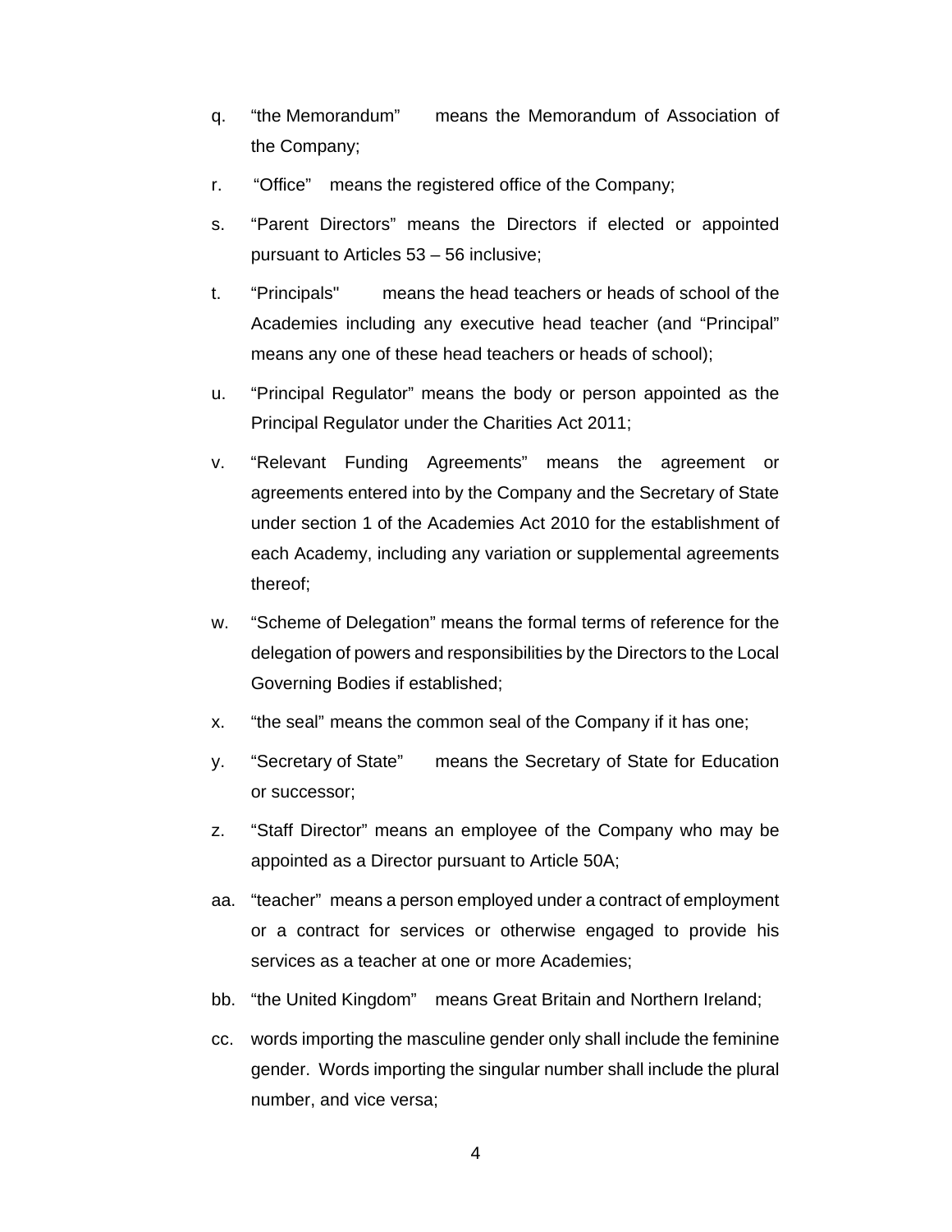q. “the Memorandum” means the Memorandum of Association of the Company;

r. “Office” means the registered office of the Company;

s. “Parent Directors” means the Directors if elected or appointed pursuant to Articles 53 – 56 inclusive;

t. “Principals" means the head teachers or heads of school of the Academies including any executive head teacher (and “Principal” means any one of these head teachers or heads of school);

u. “Principal Regulator” means the body or person appointed as the Principal Regulator under the Charities Act 2011;

v. “Relevant Funding Agreements” means the agreement or agreements entered into by the Company and the Secretary of State under section 1 of the Academies Act 2010 for the establishment of each Academy, including any variation or supplemental agreements thereof;

w. “Scheme of Delegation” means the formal terms of reference for the delegation of powers and responsibilities by the Directors to the Local Governing Bodies if established;

x. “the seal” means the common seal of the Company if it has one;

y. “Secretary of State” means the Secretary of State for Education or successor;

z. “Staff Director” means an employee of the Company who may be appointed as a Director pursuant to Article 50A;

aa. “teacher” means a person employed under a contract of employment or a contract for services or otherwise engaged to provide his services as a teacher at one or more Academies;

bb. “the United Kingdom” means Great Britain and Northern Ireland;

cc. words importing the masculine gender only shall include the feminine gender. Words importing the singular number shall include the plural number, and vice versa;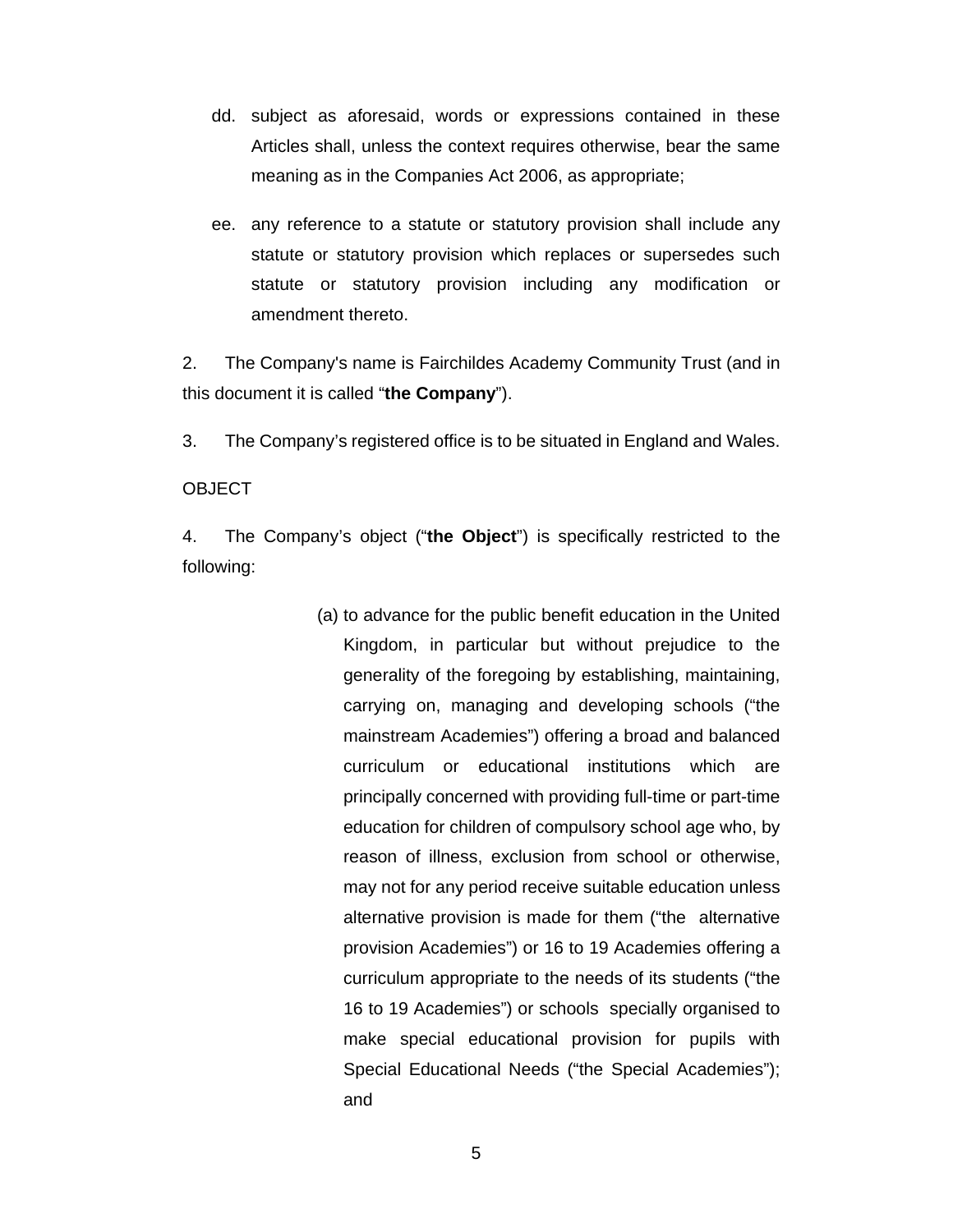dd. subject as aforesaid, words or expressions contained in these Articles shall, unless the context requires otherwise, bear the same meaning as in the Companies Act 2006, as appropriate;

ee. any reference to a statute or statutory provision shall include any statute or statutory provision which replaces or supersedes such statute or statutory provision including any modification or amendment thereto.

2. The Company's name is Fairchildes Academy Community Trust (and in this document it is called "**the Company**").

3. The Company's registered office is to be situated in England and Wales.

OBJECT

4. The Company's object ("**the Object**") is specifically restricted to the following:

(a) to advance for the public benefit education in the United Kingdom, in particular but without prejudice to the generality of the foregoing by establishing, maintaining, carrying on, managing and developing schools ("the mainstream Academies") offering a broad and balanced curriculum or educational institutions which are principally concerned with providing full-time or part-time education for children of compulsory school age who, by reason of illness, exclusion from school or otherwise, may not for any period receive suitable education unless alternative provision is made for them ("the alternative provision Academies") or 16 to 19 Academies offering a curriculum appropriate to the needs of its students ("the 16 to 19 Academies") or schools specially organised to make special educational provision for pupils with Special Educational Needs ("the Special Academies"); and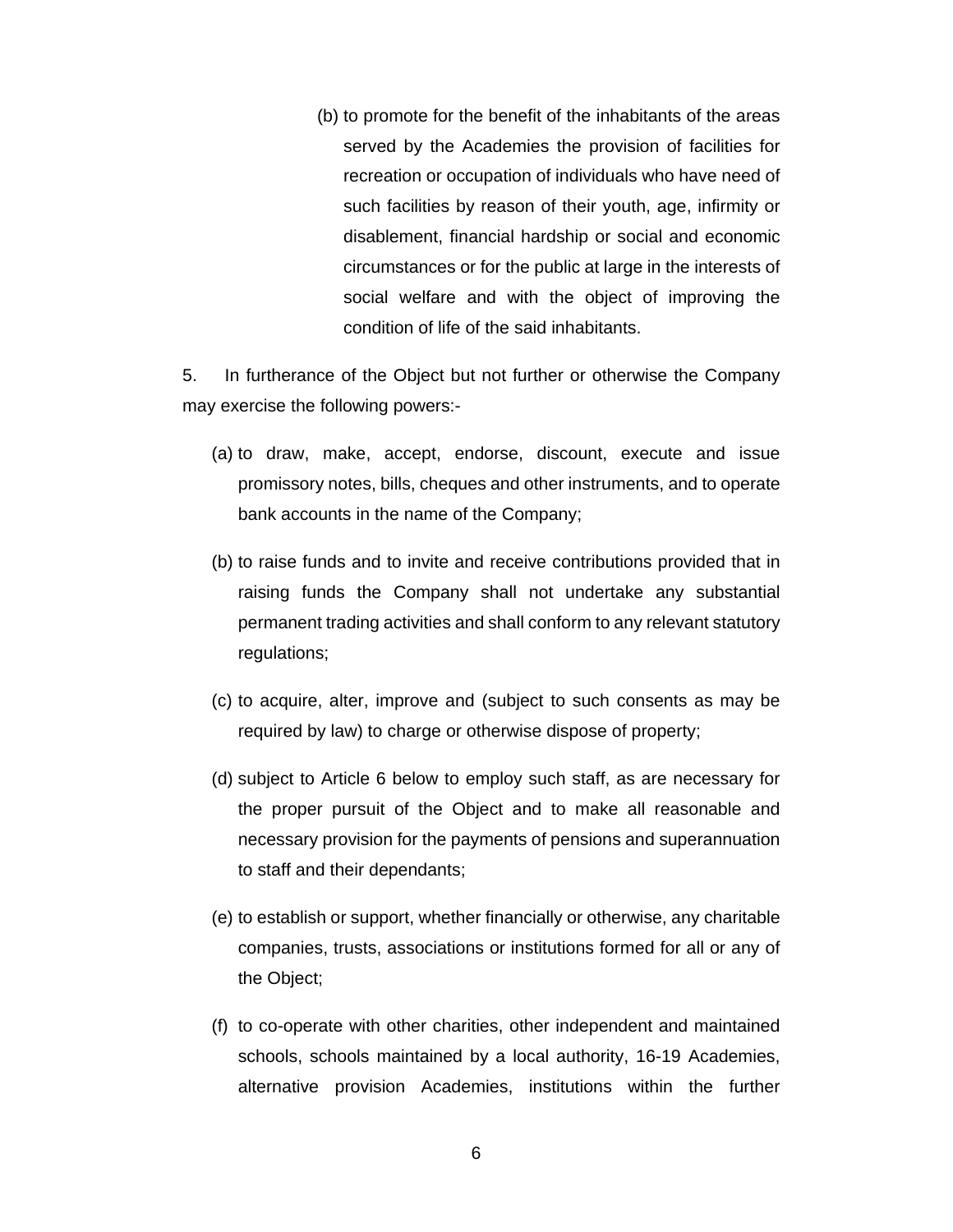(b) to promote for the benefit of the inhabitants of the areas served by the Academies the provision of facilities for recreation or occupation of individuals who have need of such facilities by reason of their youth, age, infirmity or disablement, financial hardship or social and economic circumstances or for the public at large in the interests of social welfare and with the object of improving the condition of life of the said inhabitants.

5. In furtherance of the Object but not further or otherwise the Company may exercise the following powers:-

(a) to draw, make, accept, endorse, discount, execute and issue promissory notes, bills, cheques and other instruments, and to operate bank accounts in the name of the Company;

(b) to raise funds and to invite and receive contributions provided that in raising funds the Company shall not undertake any substantial permanent trading activities and shall conform to any relevant statutory regulations;

(c) to acquire, alter, improve and (subject to such consents as may be required by law) to charge or otherwise dispose of property;

(d) subject to Article 6 below to employ such staff, as are necessary for the proper pursuit of the Object and to make all reasonable and necessary provision for the payments of pensions and superannuation to staff and their dependants;

(e) to establish or support, whether financially or otherwise, any charitable companies, trusts, associations or institutions formed for all or any of the Object;

(f) to co-operate with other charities, other independent and maintained schools, schools maintained by a local authority, 16-19 Academies, alternative provision Academies, institutions within the further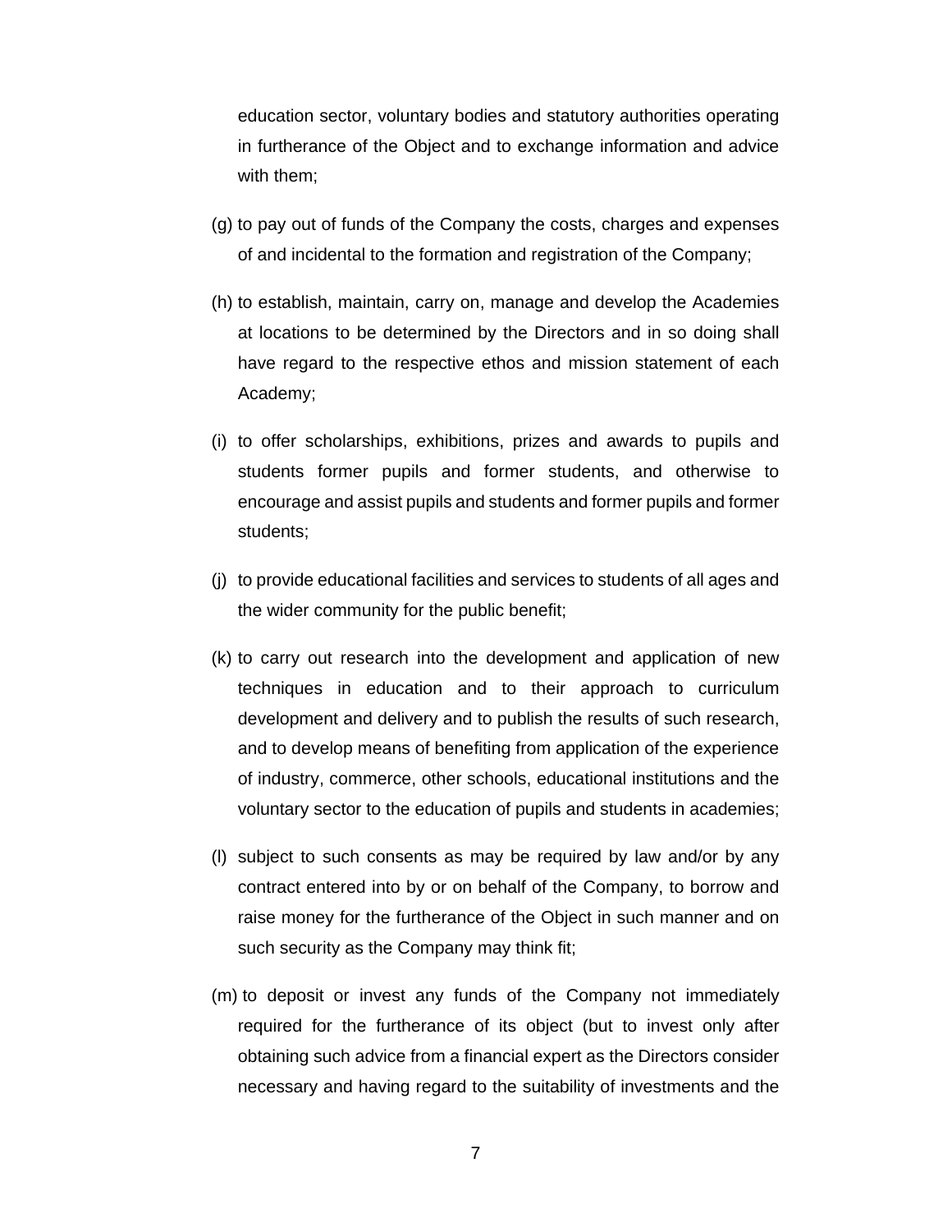education sector, voluntary bodies and statutory authorities operating in furtherance of the Object and to exchange information and advice with them;

(g) to pay out of funds of the Company the costs, charges and expenses of and incidental to the formation and registration of the Company;

(h) to establish, maintain, carry on, manage and develop the Academies at locations to be determined by the Directors and in so doing shall have regard to the respective ethos and mission statement of each Academy;

(i) to offer scholarships, exhibitions, prizes and awards to pupils and students former pupils and former students, and otherwise to encourage and assist pupils and students and former pupils and former students;

(j) to provide educational facilities and services to students of all ages and the wider community for the public benefit;

(k) to carry out research into the development and application of new techniques in education and to their approach to curriculum development and delivery and to publish the results of such research, and to develop means of benefiting from application of the experience of industry, commerce, other schools, educational institutions and the voluntary sector to the education of pupils and students in academies;

(l) subject to such consents as may be required by law and/or by any contract entered into by or on behalf of the Company, to borrow and raise money for the furtherance of the Object in such manner and on such security as the Company may think fit;

(m) to deposit or invest any funds of the Company not immediately required for the furtherance of its object (but to invest only after obtaining such advice from a financial expert as the Directors consider necessary and having regard to the suitability of investments and the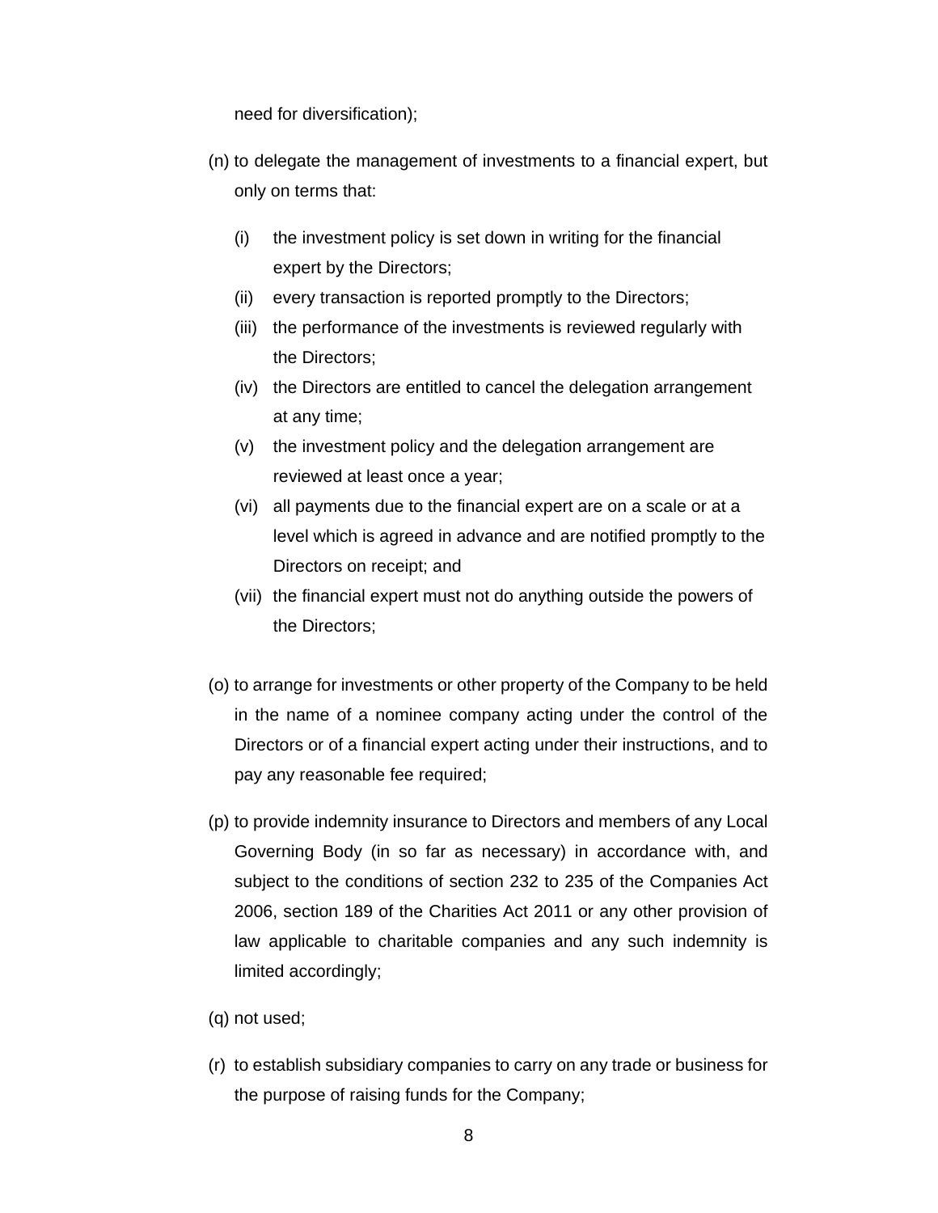need for diversification);

(n) to delegate the management of investments to a financial expert, but only on terms that:

   (i) the investment policy is set down in writing for the financial expert by the Directors;
   (ii) every transaction is reported promptly to the Directors;
   (iii) the performance of the investments is reviewed regularly with the Directors;
   (iv) the Directors are entitled to cancel the delegation arrangement at any time;
   (v) the investment policy and the delegation arrangement are reviewed at least once a year;
   (vi) all payments due to the financial expert are on a scale or at a level which is agreed in advance and are notified promptly to the Directors on receipt; and
   (vii) the financial expert must not do anything outside the powers of the Directors;

(o) to arrange for investments or other property of the Company to be held in the name of a nominee company acting under the control of the Directors or of a financial expert acting under their instructions, and to pay any reasonable fee required;

(p) to provide indemnity insurance to Directors and members of any Local Governing Body (in so far as necessary) in accordance with, and subject to the conditions of section 232 to 235 of the Companies Act 2006, section 189 of the Charities Act 2011 or any other provision of law applicable to charitable companies and any such indemnity is limited accordingly;

(q) not used;

(r) to establish subsidiary companies to carry on any trade or business for the purpose of raising funds for the Company;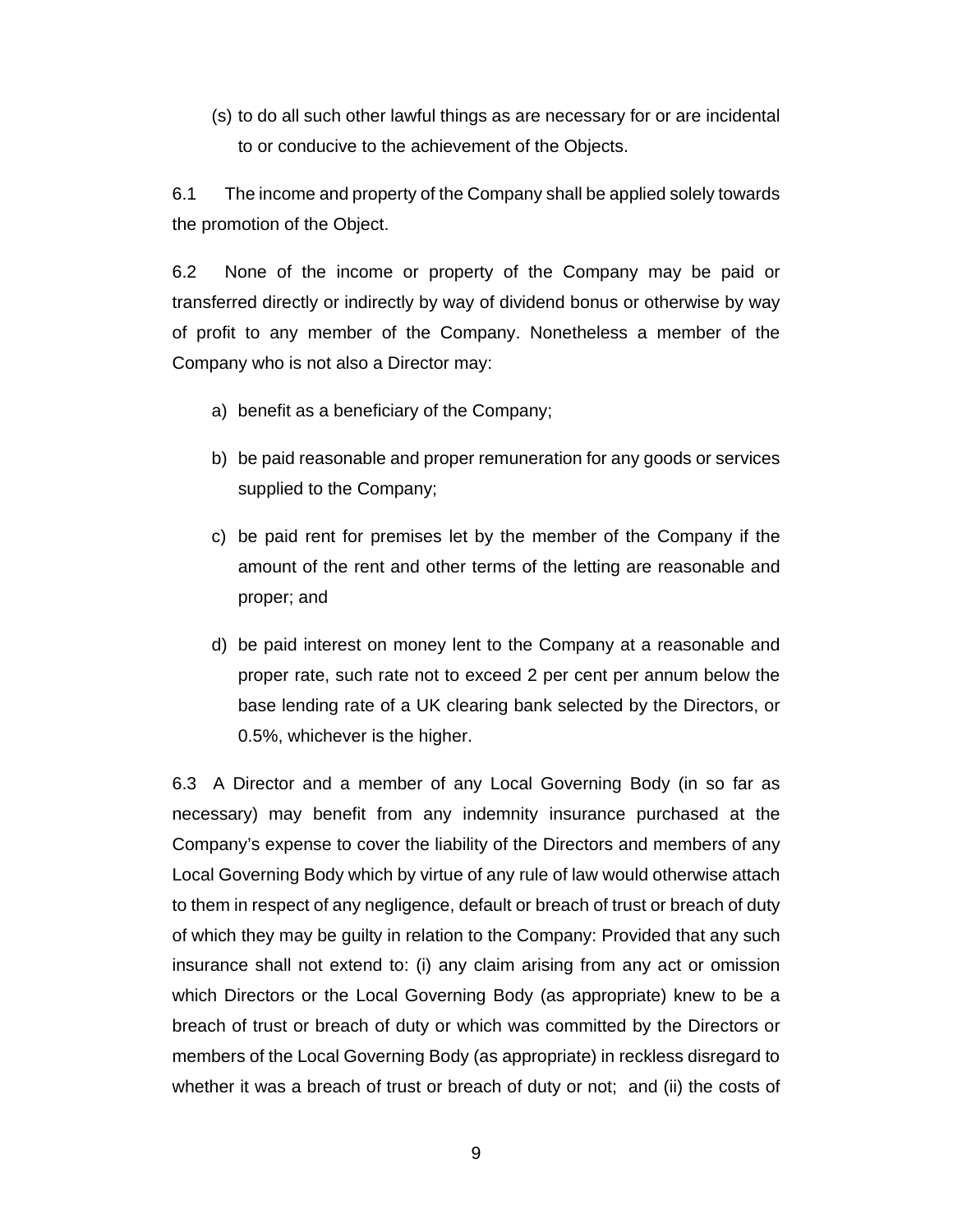(s) to do all such other lawful things as are necessary for or are incidental to or conducive to the achievement of the Objects.

6.1 The income and property of the Company shall be applied solely towards the promotion of the Object.

6.2 None of the income or property of the Company may be paid or transferred directly or indirectly by way of dividend bonus or otherwise by way of profit to any member of the Company. Nonetheless a member of the Company who is not also a Director may:

a) benefit as a beneficiary of the Company;

b) be paid reasonable and proper remuneration for any goods or services supplied to the Company;

c) be paid rent for premises let by the member of the Company if the amount of the rent and other terms of the letting are reasonable and proper; and

d) be paid interest on money lent to the Company at a reasonable and proper rate, such rate not to exceed 2 per cent per annum below the base lending rate of a UK clearing bank selected by the Directors, or 0.5%, whichever is the higher.

6.3 A Director and a member of any Local Governing Body (in so far as necessary) may benefit from any indemnity insurance purchased at the Company's expense to cover the liability of the Directors and members of any Local Governing Body which by virtue of any rule of law would otherwise attach to them in respect of any negligence, default or breach of trust or breach of duty of which they may be guilty in relation to the Company: Provided that any such insurance shall not extend to: (i) any claim arising from any act or omission which Directors or the Local Governing Body (as appropriate) knew to be a breach of trust or breach of duty or which was committed by the Directors or members of the Local Governing Body (as appropriate) in reckless disregard to whether it was a breach of trust or breach of duty or not; and (ii) the costs of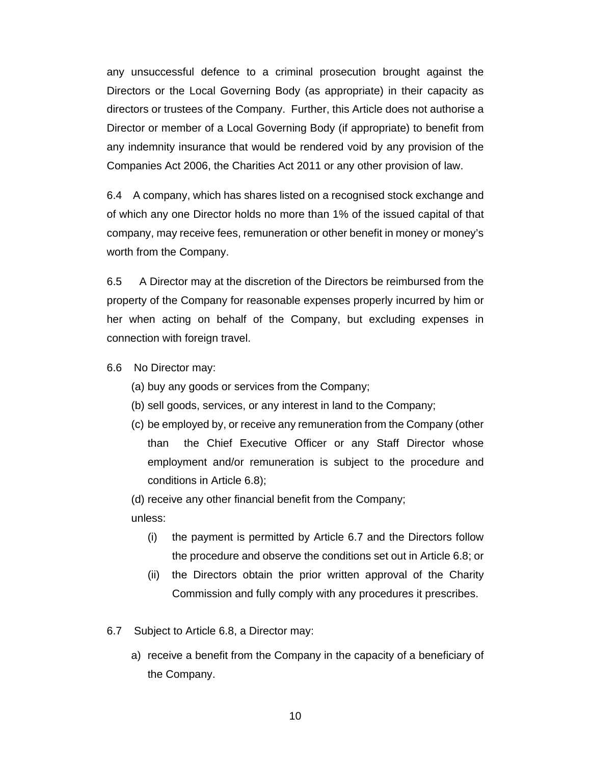any unsuccessful defence to a criminal prosecution brought against the Directors or the Local Governing Body (as appropriate) in their capacity as directors or trustees of the Company. Further, this Article does not authorise a Director or member of a Local Governing Body (if appropriate) to benefit from any indemnity insurance that would be rendered void by any provision of the Companies Act 2006, the Charities Act 2011 or any other provision of law.

6.4 A company, which has shares listed on a recognised stock exchange and of which any one Director holds no more than 1% of the issued capital of that company, may receive fees, remuneration or other benefit in money or money's worth from the Company.

6.5 A Director may at the discretion of the Directors be reimbursed from the property of the Company for reasonable expenses properly incurred by him or her when acting on behalf of the Company, but excluding expenses in connection with foreign travel.

6.6 No Director may:

(a) buy any goods or services from the Company;

(b) sell goods, services, or any interest in land to the Company;

(c) be employed by, or receive any remuneration from the Company (other than the Chief Executive Officer or any Staff Director whose employment and/or remuneration is subject to the procedure and conditions in Article 6.8);

(d) receive any other financial benefit from the Company;

unless:

(i) the payment is permitted by Article 6.7 and the Directors follow the procedure and observe the conditions set out in Article 6.8; or

(ii) the Directors obtain the prior written approval of the Charity Commission and fully comply with any procedures it prescribes.

6.7 Subject to Article 6.8, a Director may:

a) receive a benefit from the Company in the capacity of a beneficiary of the Company.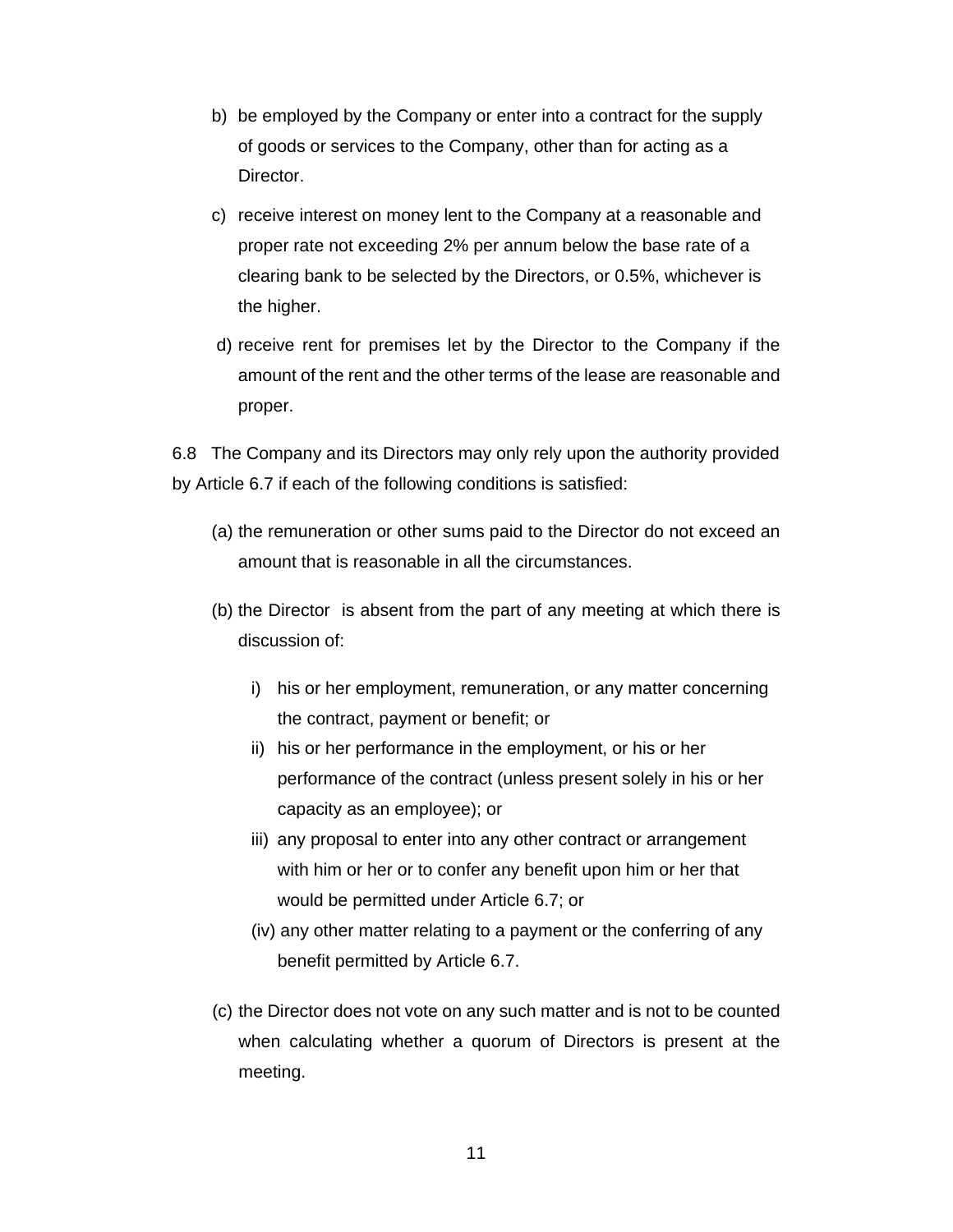b) be employed by the Company or enter into a contract for the supply of goods or services to the Company, other than for acting as a Director.

c) receive interest on money lent to the Company at a reasonable and proper rate not exceeding 2% per annum below the base rate of a clearing bank to be selected by the Directors, or 0.5%, whichever is the higher.

d) receive rent for premises let by the Director to the Company if the amount of the rent and the other terms of the lease are reasonable and proper.

6.8 The Company and its Directors may only rely upon the authority provided by Article 6.7 if each of the following conditions is satisfied:

(a) the remuneration or other sums paid to the Director do not exceed an amount that is reasonable in all the circumstances.

(b) the Director is absent from the part of any meeting at which there is discussion of:

i) his or her employment, remuneration, or any matter concerning the contract, payment or benefit; or

ii) his or her performance in the employment, or his or her performance of the contract (unless present solely in his or her capacity as an employee); or

iii) any proposal to enter into any other contract or arrangement with him or her or to confer any benefit upon him or her that would be permitted under Article 6.7; or

(iv) any other matter relating to a payment or the conferring of any benefit permitted by Article 6.7.

(c) the Director does not vote on any such matter and is not to be counted when calculating whether a quorum of Directors is present at the meeting.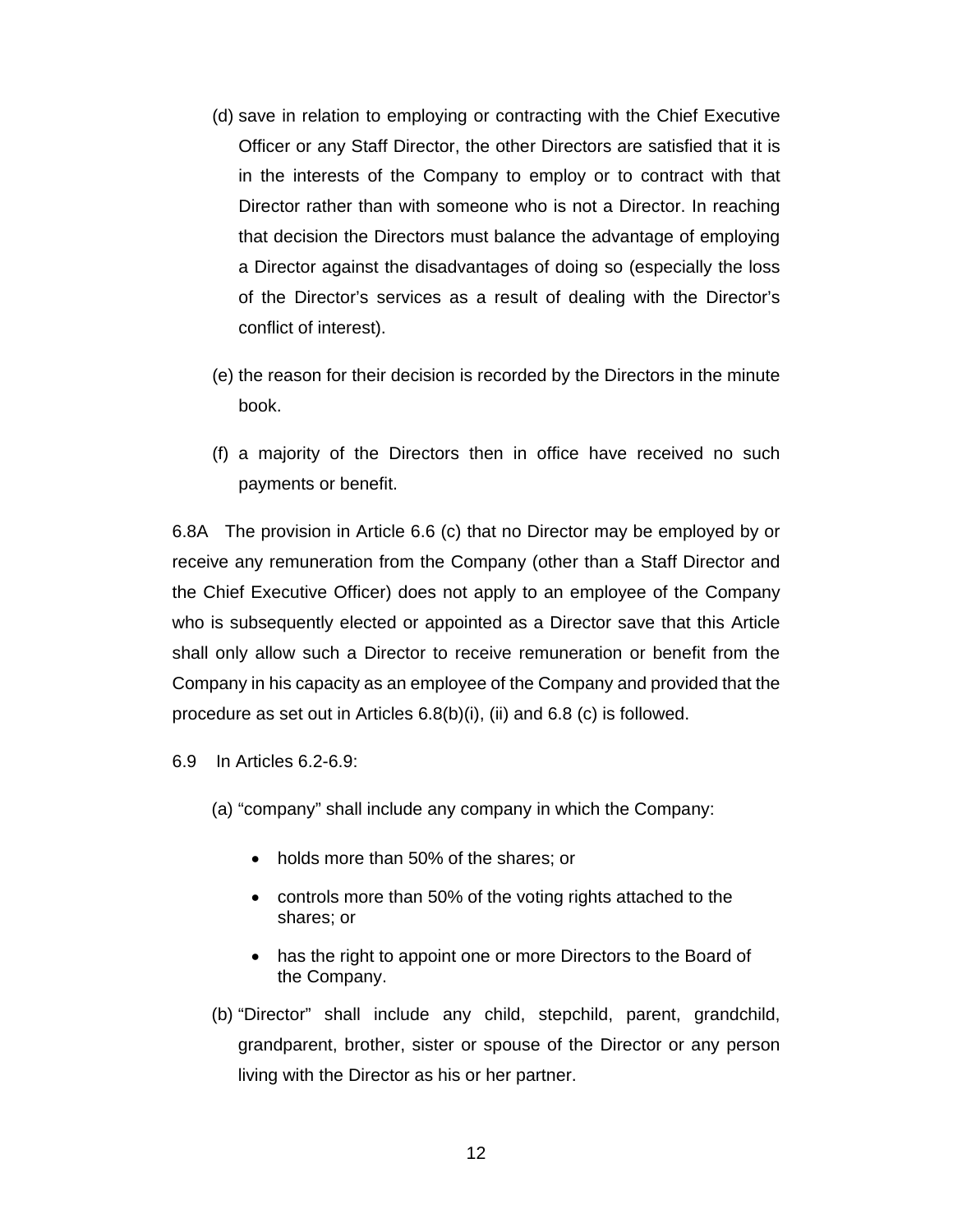(d) save in relation to employing or contracting with the Chief Executive Officer or any Staff Director, the other Directors are satisfied that it is in the interests of the Company to employ or to contract with that Director rather than with someone who is not a Director. In reaching that decision the Directors must balance the advantage of employing a Director against the disadvantages of doing so (especially the loss of the Director's services as a result of dealing with the Director's conflict of interest).

(e) the reason for their decision is recorded by the Directors in the minute book.

(f) a majority of the Directors then in office have received no such payments or benefit.

6.8A The provision in Article 6.6 (c) that no Director may be employed by or receive any remuneration from the Company (other than a Staff Director and the Chief Executive Officer) does not apply to an employee of the Company who is subsequently elected or appointed as a Director save that this Article shall only allow such a Director to receive remuneration or benefit from the Company in his capacity as an employee of the Company and provided that the procedure as set out in Articles 6.8(b)(i), (ii) and 6.8 (c) is followed.

6.9 In Articles 6.2-6.9:

(a) "company" shall include any company in which the Company:

- holds more than 50% of the shares; or
- controls more than 50% of the voting rights attached to the shares; or
- has the right to appoint one or more Directors to the Board of the Company.

(b) "Director" shall include any child, stepchild, parent, grandchild, grandparent, brother, sister or spouse of the Director or any person living with the Director as his or her partner.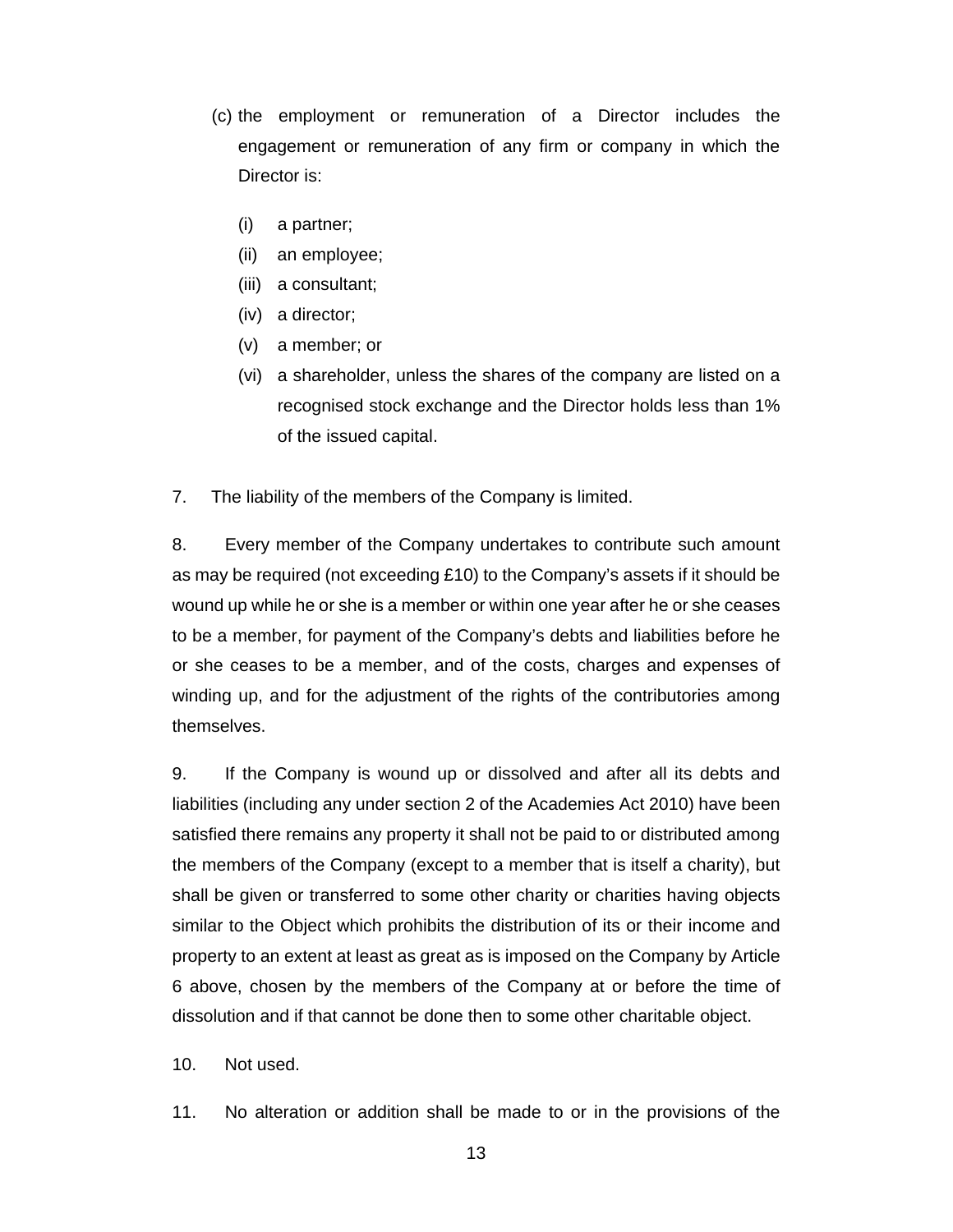(c) the employment or remuneration of a Director includes the engagement or remuneration of any firm or company in which the Director is:

(i) a partner;
(ii) an employee;
(iii) a consultant;
(iv) a director;
(v) a member; or
(vi) a shareholder, unless the shares of the company are listed on a recognised stock exchange and the Director holds less than 1% of the issued capital.

7. The liability of the members of the Company is limited.

8. Every member of the Company undertakes to contribute such amount as may be required (not exceeding £10) to the Company's assets if it should be wound up while he or she is a member or within one year after he or she ceases to be a member, for payment of the Company's debts and liabilities before he or she ceases to be a member, and of the costs, charges and expenses of winding up, and for the adjustment of the rights of the contributories among themselves.

9. If the Company is wound up or dissolved and after all its debts and liabilities (including any under section 2 of the Academies Act 2010) have been satisfied there remains any property it shall not be paid to or distributed among the members of the Company (except to a member that is itself a charity), but shall be given or transferred to some other charity or charities having objects similar to the Object which prohibits the distribution of its or their income and property to an extent at least as great as is imposed on the Company by Article 6 above, chosen by the members of the Company at or before the time of dissolution and if that cannot be done then to some other charitable object.

10. Not used.

11. No alteration or addition shall be made to or in the provisions of the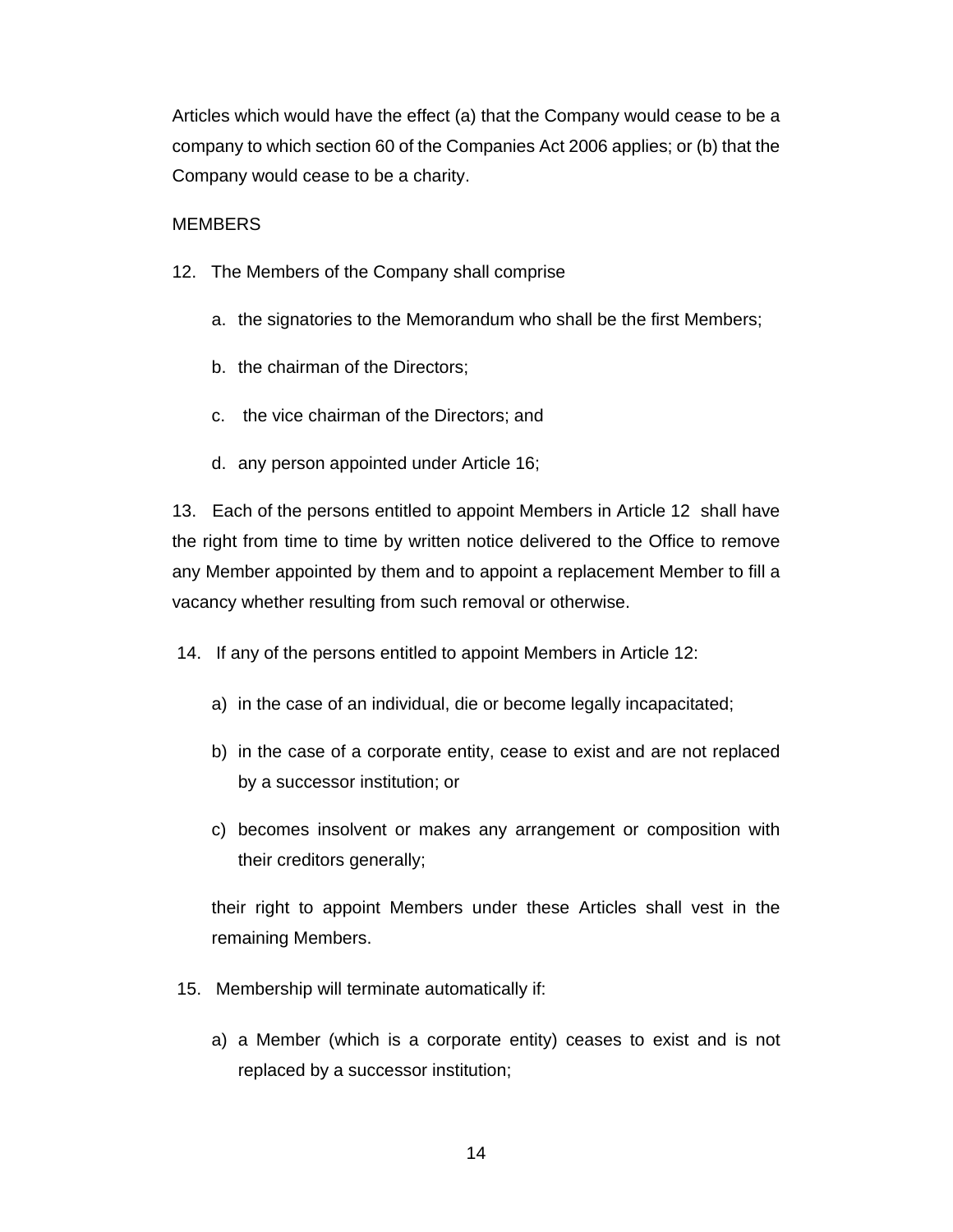Articles which would have the effect (a) that the Company would cease to be a company to which section 60 of the Companies Act 2006 applies; or (b) that the Company would cease to be a charity.

MEMBERS

12. The Members of the Company shall comprise

  a. the signatories to the Memorandum who shall be the first Members;

  b. the chairman of the Directors;

  c. the vice chairman of the Directors; and

  d. any person appointed under Article 16;

13. Each of the persons entitled to appoint Members in Article 12 shall have the right from time to time by written notice delivered to the Office to remove any Member appointed by them and to appoint a replacement Member to fill a vacancy whether resulting from such removal or otherwise.

14. If any of the persons entitled to appoint Members in Article 12:

  a) in the case of an individual, die or become legally incapacitated;

  b) in the case of a corporate entity, cease to exist and are not replaced by a successor institution; or

  c) becomes insolvent or makes any arrangement or composition with their creditors generally;

  their right to appoint Members under these Articles shall vest in the remaining Members.

15. Membership will terminate automatically if:

  a) a Member (which is a corporate entity) ceases to exist and is not replaced by a successor institution;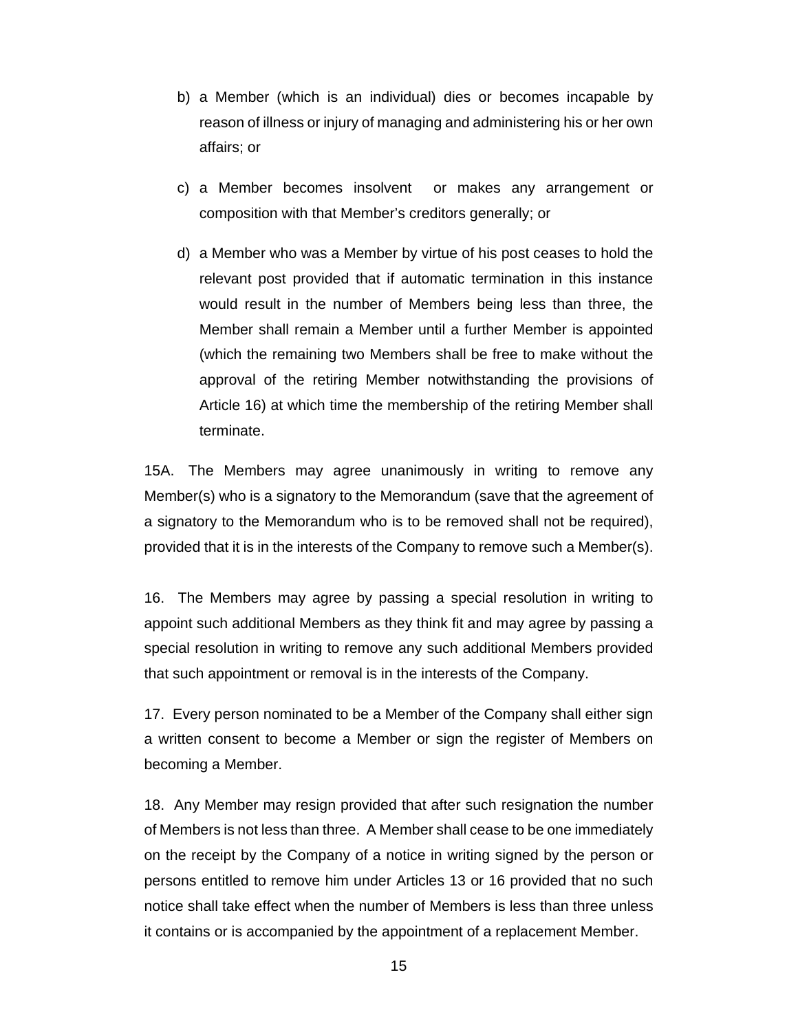b) a Member (which is an individual) dies or becomes incapable by reason of illness or injury of managing and administering his or her own affairs; or

c) a Member becomes insolvent or makes any arrangement or composition with that Member's creditors generally; or

d) a Member who was a Member by virtue of his post ceases to hold the relevant post provided that if automatic termination in this instance would result in the number of Members being less than three, the Member shall remain a Member until a further Member is appointed (which the remaining two Members shall be free to make without the approval of the retiring Member notwithstanding the provisions of Article 16) at which time the membership of the retiring Member shall terminate.

15A. The Members may agree unanimously in writing to remove any Member(s) who is a signatory to the Memorandum (save that the agreement of a signatory to the Memorandum who is to be removed shall not be required), provided that it is in the interests of the Company to remove such a Member(s).

16. The Members may agree by passing a special resolution in writing to appoint such additional Members as they think fit and may agree by passing a special resolution in writing to remove any such additional Members provided that such appointment or removal is in the interests of the Company.

17. Every person nominated to be a Member of the Company shall either sign a written consent to become a Member or sign the register of Members on becoming a Member.

18. Any Member may resign provided that after such resignation the number of Members is not less than three. A Member shall cease to be one immediately on the receipt by the Company of a notice in writing signed by the person or persons entitled to remove him under Articles 13 or 16 provided that no such notice shall take effect when the number of Members is less than three unless it contains or is accompanied by the appointment of a replacement Member.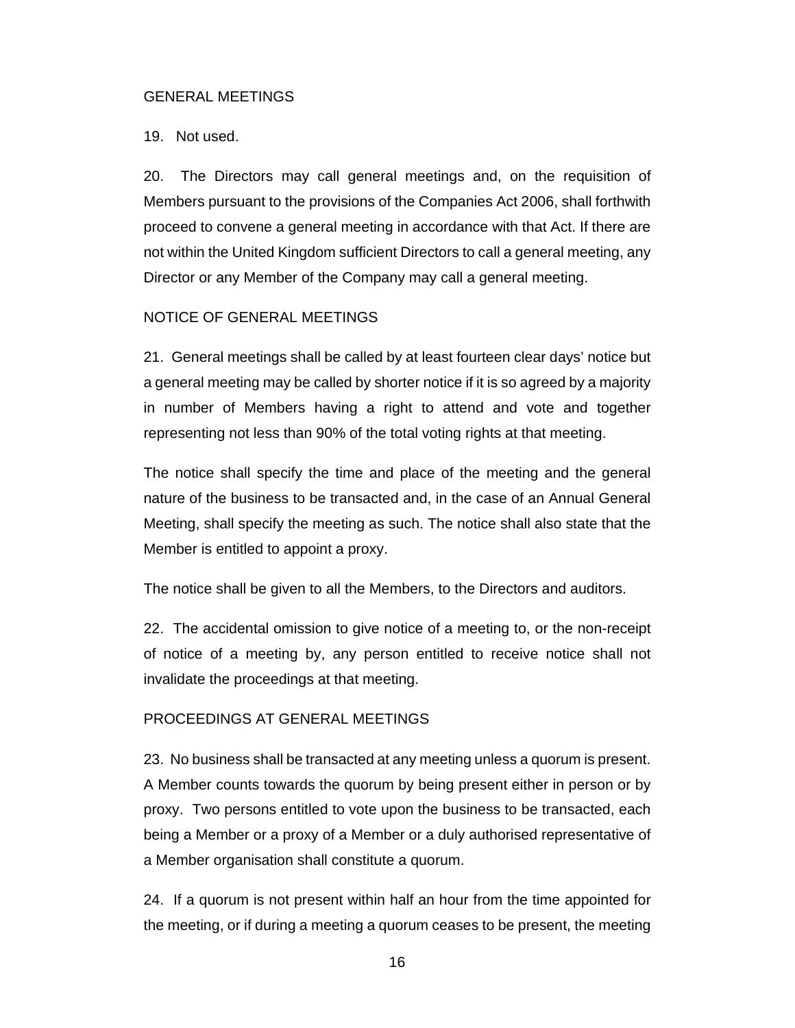## GENERAL MEETINGS

19. Not used.

20. The Directors may call general meetings and, on the requisition of Members pursuant to the provisions of the Companies Act 2006, shall forthwith proceed to convene a general meeting in accordance with that Act. If there are not within the United Kingdom sufficient Directors to call a general meeting, any Director or any Member of the Company may call a general meeting.

## NOTICE OF GENERAL MEETINGS

21. General meetings shall be called by at least fourteen clear days' notice but a general meeting may be called by shorter notice if it is so agreed by a majority in number of Members having a right to attend and vote and together representing not less than 90% of the total voting rights at that meeting.

The notice shall specify the time and place of the meeting and the general nature of the business to be transacted and, in the case of an Annual General Meeting, shall specify the meeting as such. The notice shall also state that the Member is entitled to appoint a proxy.

The notice shall be given to all the Members, to the Directors and auditors.

22. The accidental omission to give notice of a meeting to, or the non-receipt of notice of a meeting by, any person entitled to receive notice shall not invalidate the proceedings at that meeting.

## PROCEEDINGS AT GENERAL MEETINGS

23. No business shall be transacted at any meeting unless a quorum is present. A Member counts towards the quorum by being present either in person or by proxy. Two persons entitled to vote upon the business to be transacted, each being a Member or a proxy of a Member or a duly authorised representative of a Member organisation shall constitute a quorum.

24. If a quorum is not present within half an hour from the time appointed for the meeting, or if during a meeting a quorum ceases to be present, the meeting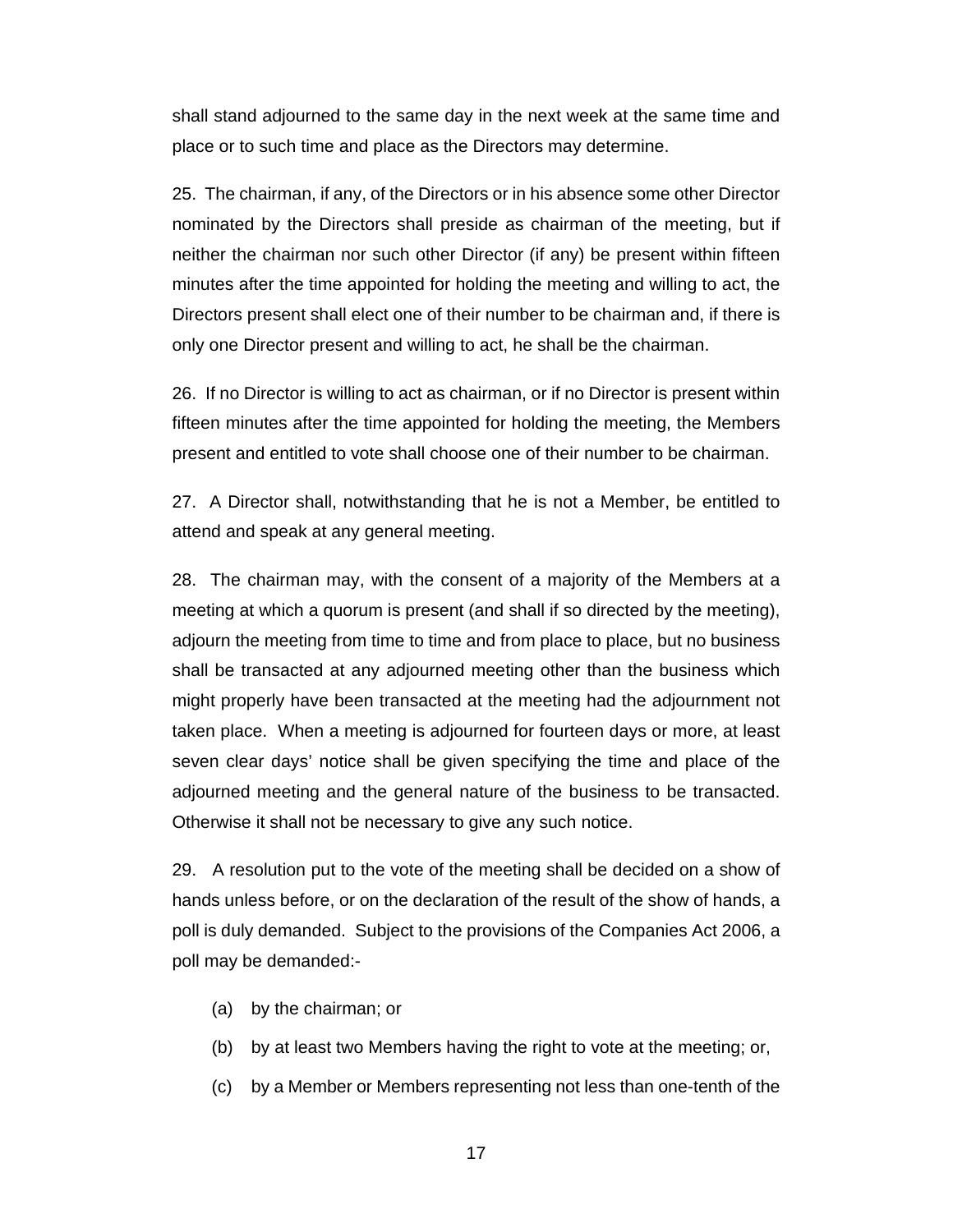shall stand adjourned to the same day in the next week at the same time and place or to such time and place as the Directors may determine.

25. The chairman, if any, of the Directors or in his absence some other Director nominated by the Directors shall preside as chairman of the meeting, but if neither the chairman nor such other Director (if any) be present within fifteen minutes after the time appointed for holding the meeting and willing to act, the Directors present shall elect one of their number to be chairman and, if there is only one Director present and willing to act, he shall be the chairman.

26. If no Director is willing to act as chairman, or if no Director is present within fifteen minutes after the time appointed for holding the meeting, the Members present and entitled to vote shall choose one of their number to be chairman.

27. A Director shall, notwithstanding that he is not a Member, be entitled to attend and speak at any general meeting.

28. The chairman may, with the consent of a majority of the Members at a meeting at which a quorum is present (and shall if so directed by the meeting), adjourn the meeting from time to time and from place to place, but no business shall be transacted at any adjourned meeting other than the business which might properly have been transacted at the meeting had the adjournment not taken place. When a meeting is adjourned for fourteen days or more, at least seven clear days' notice shall be given specifying the time and place of the adjourned meeting and the general nature of the business to be transacted. Otherwise it shall not be necessary to give any such notice.

29. A resolution put to the vote of the meeting shall be decided on a show of hands unless before, or on the declaration of the result of the show of hands, a poll is duly demanded. Subject to the provisions of the Companies Act 2006, a poll may be demanded:-

(a) by the chairman; or

(b) by at least two Members having the right to vote at the meeting; or,

(c) by a Member or Members representing not less than one-tenth of the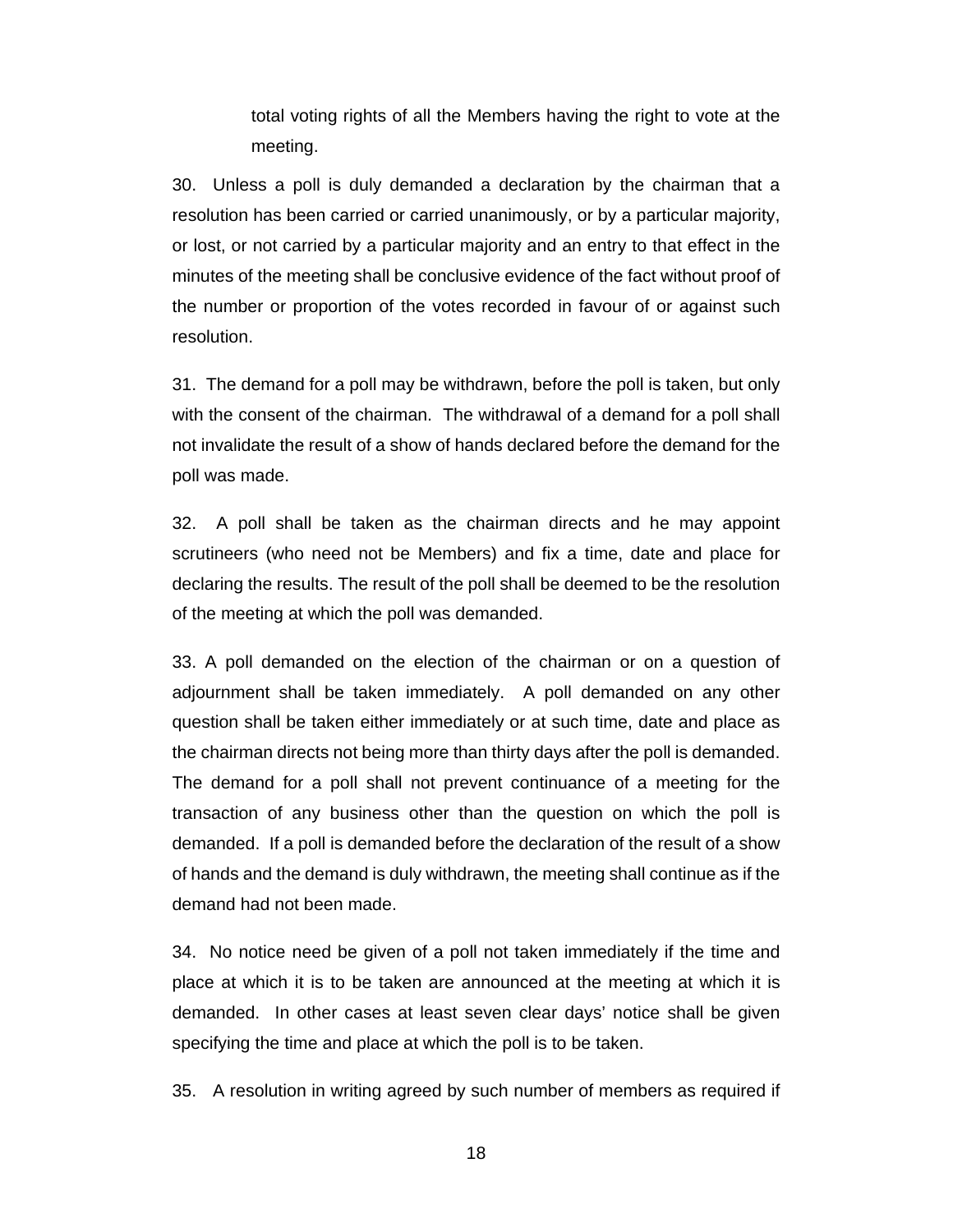total voting rights of all the Members having the right to vote at the meeting.

30. Unless a poll is duly demanded a declaration by the chairman that a resolution has been carried or carried unanimously, or by a particular majority, or lost, or not carried by a particular majority and an entry to that effect in the minutes of the meeting shall be conclusive evidence of the fact without proof of the number or proportion of the votes recorded in favour of or against such resolution.

31. The demand for a poll may be withdrawn, before the poll is taken, but only with the consent of the chairman. The withdrawal of a demand for a poll shall not invalidate the result of a show of hands declared before the demand for the poll was made.

32. A poll shall be taken as the chairman directs and he may appoint scrutineers (who need not be Members) and fix a time, date and place for declaring the results. The result of the poll shall be deemed to be the resolution of the meeting at which the poll was demanded.

33. A poll demanded on the election of the chairman or on a question of adjournment shall be taken immediately. A poll demanded on any other question shall be taken either immediately or at such time, date and place as the chairman directs not being more than thirty days after the poll is demanded. The demand for a poll shall not prevent continuance of a meeting for the transaction of any business other than the question on which the poll is demanded. If a poll is demanded before the declaration of the result of a show of hands and the demand is duly withdrawn, the meeting shall continue as if the demand had not been made.

34. No notice need be given of a poll not taken immediately if the time and place at which it is to be taken are announced at the meeting at which it is demanded. In other cases at least seven clear days' notice shall be given specifying the time and place at which the poll is to be taken.

35. A resolution in writing agreed by such number of members as required if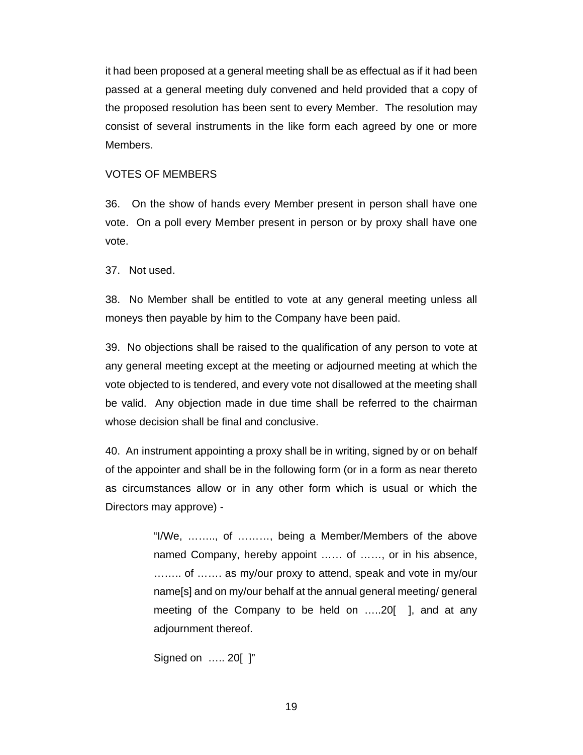it had been proposed at a general meeting shall be as effectual as if it had been passed at a general meeting duly convened and held provided that a copy of the proposed resolution has been sent to every Member. The resolution may consist of several instruments in the like form each agreed by one or more Members.

VOTES OF MEMBERS

36. On the show of hands every Member present in person shall have one vote. On a poll every Member present in person or by proxy shall have one vote.

37. Not used.

38. No Member shall be entitled to vote at any general meeting unless all moneys then payable by him to the Company have been paid.

39. No objections shall be raised to the qualification of any person to vote at any general meeting except at the meeting or adjourned meeting at which the vote objected to is tendered, and every vote not disallowed at the meeting shall be valid. Any objection made in due time shall be referred to the chairman whose decision shall be final and conclusive.

40. An instrument appointing a proxy shall be in writing, signed by or on behalf of the appointer and shall be in the following form (or in a form as near thereto as circumstances allow or in any other form which is usual or which the Directors may approve) -

> "I/We, …….., of ………, being a Member/Members of the above named Company, hereby appoint …… of ……, or in his absence, …….. of ……. as my/our proxy to attend, speak and vote in my/our name[s] and on my/our behalf at the annual general meeting/ general meeting of the Company to be held on …..20[ ], and at any adjournment thereof.
>
> Signed on ….. 20[ ]"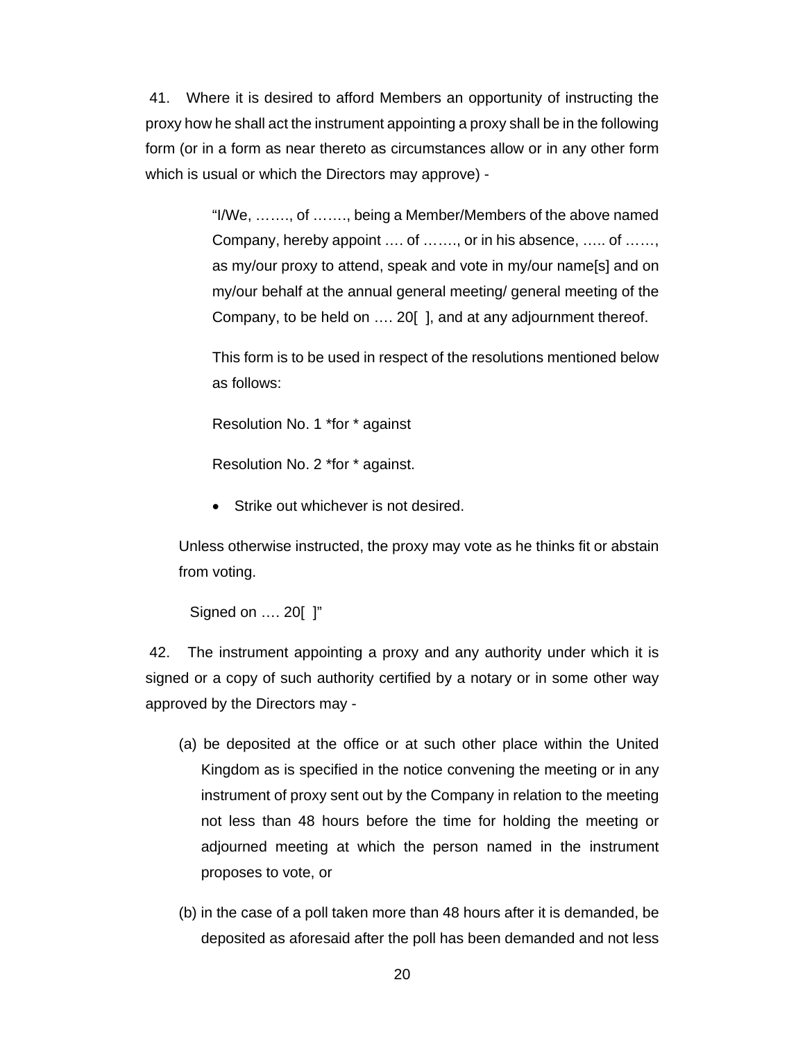41. Where it is desired to afford Members an opportunity of instructing the proxy how he shall act the instrument appointing a proxy shall be in the following form (or in a form as near thereto as circumstances allow or in any other form which is usual or which the Directors may approve) -

> "I/We, ……., of ……., being a Member/Members of the above named Company, hereby appoint …. of ……., or in his absence, ….. of ……, as my/our proxy to attend, speak and vote in my/our name[s] and on my/our behalf at the annual general meeting/ general meeting of the Company, to be held on …. 20[ ], and at any adjournment thereof.
>
> This form is to be used in respect of the resolutions mentioned below as follows:
>
> Resolution No. 1 *for * against
>
> Resolution No. 2 *for * against.
>
> - Strike out whichever is not desired.
>
> Unless otherwise instructed, the proxy may vote as he thinks fit or abstain from voting.
>
> Signed on …. 20[ ]"

42. The instrument appointing a proxy and any authority under which it is signed or a copy of such authority certified by a notary or in some other way approved by the Directors may -

(a) be deposited at the office or at such other place within the United Kingdom as is specified in the notice convening the meeting or in any instrument of proxy sent out by the Company in relation to the meeting not less than 48 hours before the time for holding the meeting or adjourned meeting at which the person named in the instrument proposes to vote, or

(b) in the case of a poll taken more than 48 hours after it is demanded, be deposited as aforesaid after the poll has been demanded and not less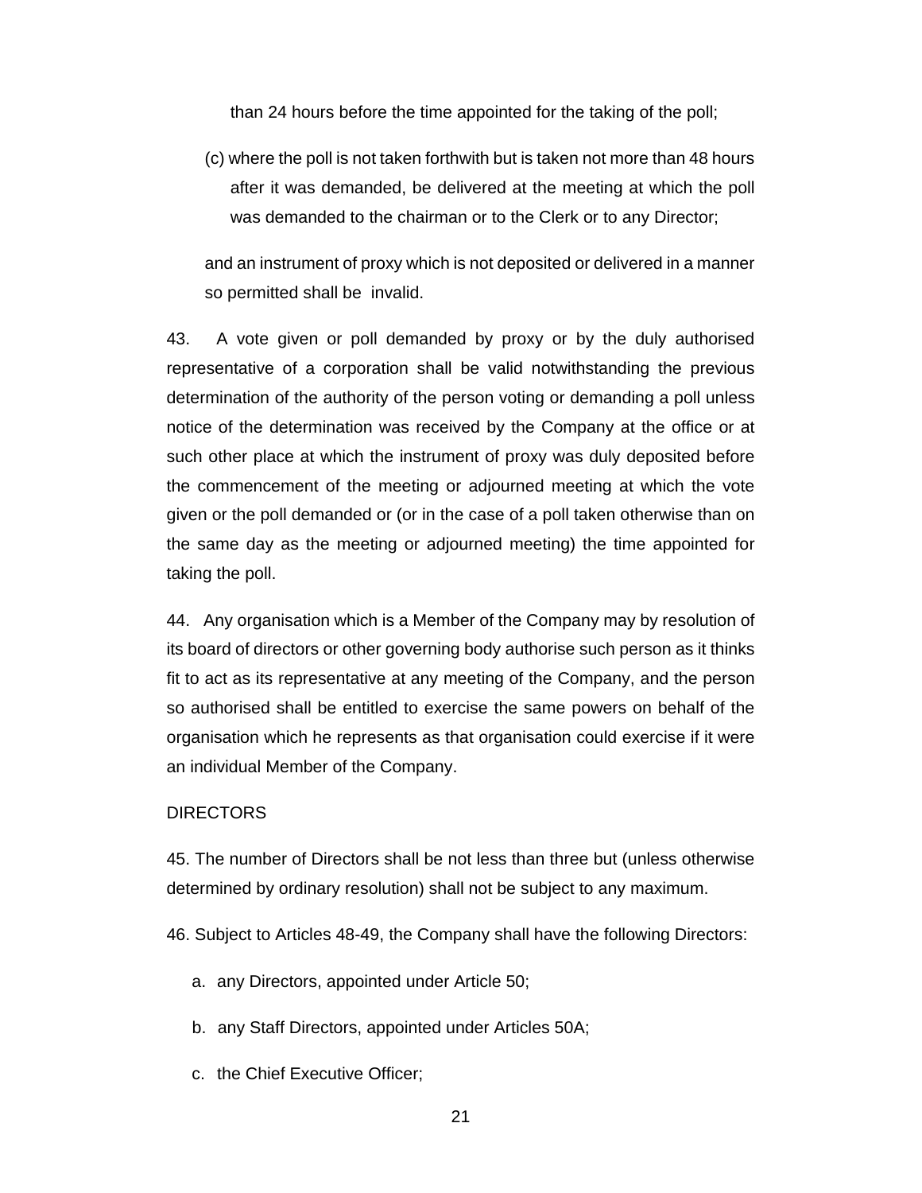than 24 hours before the time appointed for the taking of the poll;

(c) where the poll is not taken forthwith but is taken not more than 48 hours after it was demanded, be delivered at the meeting at which the poll was demanded to the chairman or to the Clerk or to any Director;

and an instrument of proxy which is not deposited or delivered in a manner so permitted shall be invalid.

43. A vote given or poll demanded by proxy or by the duly authorised representative of a corporation shall be valid notwithstanding the previous determination of the authority of the person voting or demanding a poll unless notice of the determination was received by the Company at the office or at such other place at which the instrument of proxy was duly deposited before the commencement of the meeting or adjourned meeting at which the vote given or the poll demanded or (or in the case of a poll taken otherwise than on the same day as the meeting or adjourned meeting) the time appointed for taking the poll.

44. Any organisation which is a Member of the Company may by resolution of its board of directors or other governing body authorise such person as it thinks fit to act as its representative at any meeting of the Company, and the person so authorised shall be entitled to exercise the same powers on behalf of the organisation which he represents as that organisation could exercise if it were an individual Member of the Company.

DIRECTORS

45. The number of Directors shall be not less than three but (unless otherwise determined by ordinary resolution) shall not be subject to any maximum.

46. Subject to Articles 48-49, the Company shall have the following Directors:

a. any Directors, appointed under Article 50;

b. any Staff Directors, appointed under Articles 50A;

c. the Chief Executive Officer;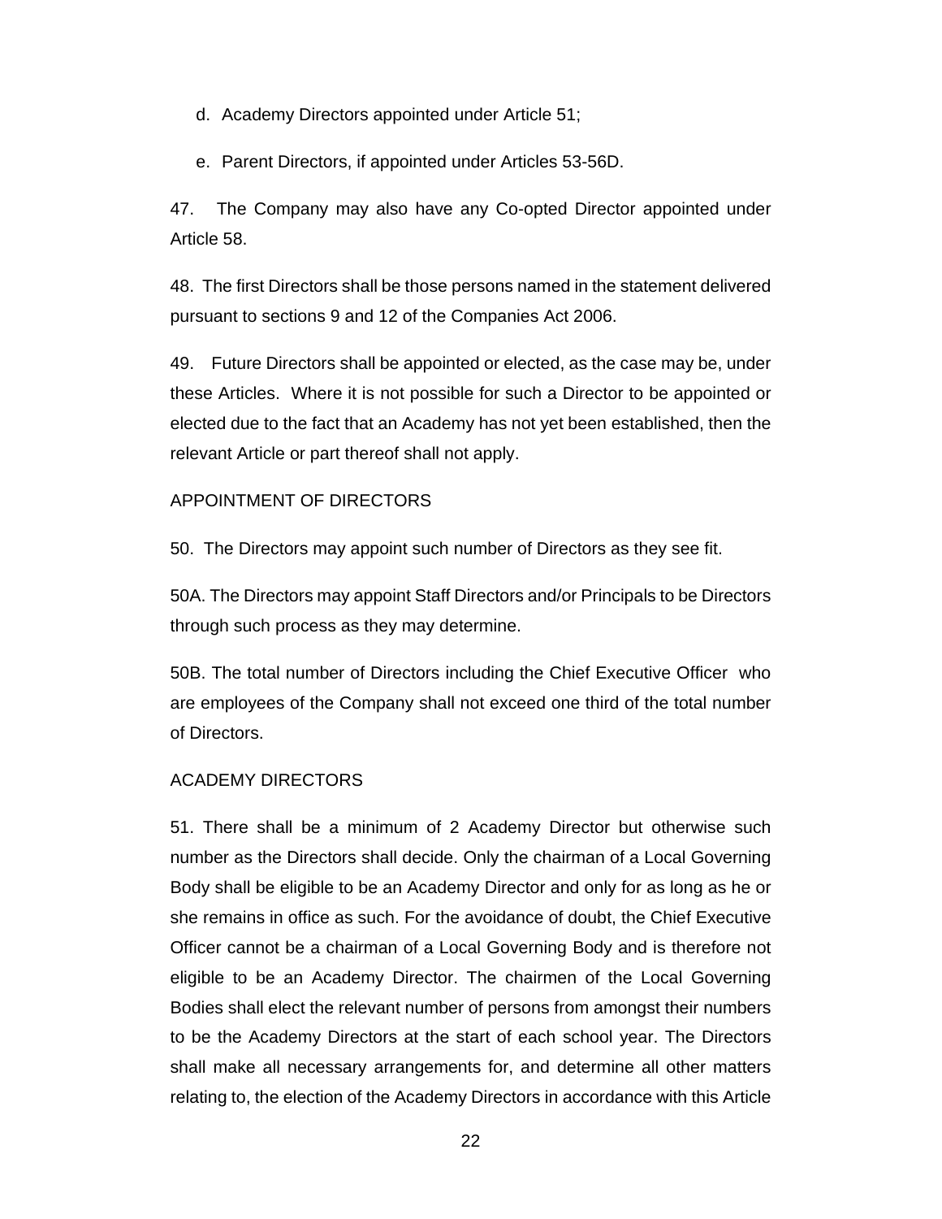d. Academy Directors appointed under Article 51;

e. Parent Directors, if appointed under Articles 53-56D.

47. The Company may also have any Co-opted Director appointed under Article 58.

48. The first Directors shall be those persons named in the statement delivered pursuant to sections 9 and 12 of the Companies Act 2006.

49. Future Directors shall be appointed or elected, as the case may be, under these Articles. Where it is not possible for such a Director to be appointed or elected due to the fact that an Academy has not yet been established, then the relevant Article or part thereof shall not apply.

## APPOINTMENT OF DIRECTORS

50. The Directors may appoint such number of Directors as they see fit.

50A. The Directors may appoint Staff Directors and/or Principals to be Directors through such process as they may determine.

50B. The total number of Directors including the Chief Executive Officer who are employees of the Company shall not exceed one third of the total number of Directors.

## ACADEMY DIRECTORS

51. There shall be a minimum of 2 Academy Director but otherwise such number as the Directors shall decide. Only the chairman of a Local Governing Body shall be eligible to be an Academy Director and only for as long as he or she remains in office as such. For the avoidance of doubt, the Chief Executive Officer cannot be a chairman of a Local Governing Body and is therefore not eligible to be an Academy Director. The chairmen of the Local Governing Bodies shall elect the relevant number of persons from amongst their numbers to be the Academy Directors at the start of each school year. The Directors shall make all necessary arrangements for, and determine all other matters relating to, the election of the Academy Directors in accordance with this Article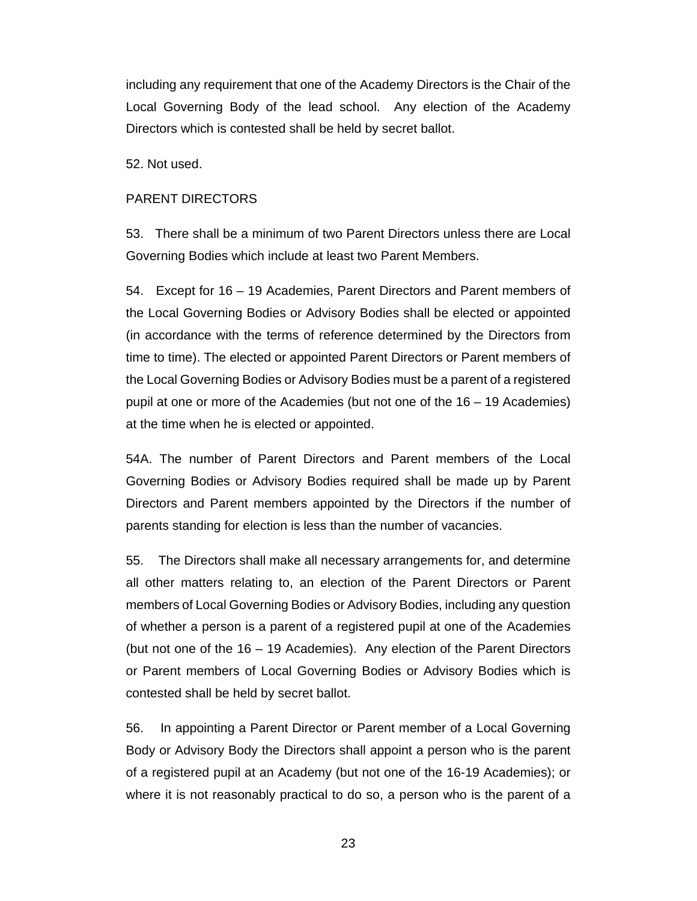including any requirement that one of the Academy Directors is the Chair of the Local Governing Body of the lead school. Any election of the Academy Directors which is contested shall be held by secret ballot.

52. Not used.

PARENT DIRECTORS

53. There shall be a minimum of two Parent Directors unless there are Local Governing Bodies which include at least two Parent Members.

54. Except for 16 – 19 Academies, Parent Directors and Parent members of the Local Governing Bodies or Advisory Bodies shall be elected or appointed (in accordance with the terms of reference determined by the Directors from time to time). The elected or appointed Parent Directors or Parent members of the Local Governing Bodies or Advisory Bodies must be a parent of a registered pupil at one or more of the Academies (but not one of the 16 – 19 Academies) at the time when he is elected or appointed.

54A. The number of Parent Directors and Parent members of the Local Governing Bodies or Advisory Bodies required shall be made up by Parent Directors and Parent members appointed by the Directors if the number of parents standing for election is less than the number of vacancies.

55. The Directors shall make all necessary arrangements for, and determine all other matters relating to, an election of the Parent Directors or Parent members of Local Governing Bodies or Advisory Bodies, including any question of whether a person is a parent of a registered pupil at one of the Academies (but not one of the 16 – 19 Academies). Any election of the Parent Directors or Parent members of Local Governing Bodies or Advisory Bodies which is contested shall be held by secret ballot.

56. In appointing a Parent Director or Parent member of a Local Governing Body or Advisory Body the Directors shall appoint a person who is the parent of a registered pupil at an Academy (but not one of the 16-19 Academies); or where it is not reasonably practical to do so, a person who is the parent of a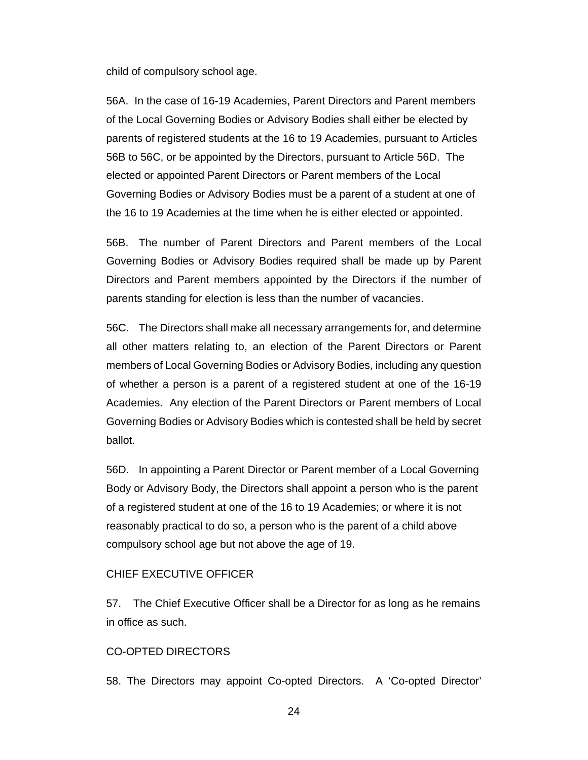child of compulsory school age.

56A. In the case of 16-19 Academies, Parent Directors and Parent members of the Local Governing Bodies or Advisory Bodies shall either be elected by parents of registered students at the 16 to 19 Academies, pursuant to Articles 56B to 56C, or be appointed by the Directors, pursuant to Article 56D. The elected or appointed Parent Directors or Parent members of the Local Governing Bodies or Advisory Bodies must be a parent of a student at one of the 16 to 19 Academies at the time when he is either elected or appointed.

56B. The number of Parent Directors and Parent members of the Local Governing Bodies or Advisory Bodies required shall be made up by Parent Directors and Parent members appointed by the Directors if the number of parents standing for election is less than the number of vacancies.

56C. The Directors shall make all necessary arrangements for, and determine all other matters relating to, an election of the Parent Directors or Parent members of Local Governing Bodies or Advisory Bodies, including any question of whether a person is a parent of a registered student at one of the 16-19 Academies. Any election of the Parent Directors or Parent members of Local Governing Bodies or Advisory Bodies which is contested shall be held by secret ballot.

56D. In appointing a Parent Director or Parent member of a Local Governing Body or Advisory Body, the Directors shall appoint a person who is the parent of a registered student at one of the 16 to 19 Academies; or where it is not reasonably practical to do so, a person who is the parent of a child above compulsory school age but not above the age of 19.

CHIEF EXECUTIVE OFFICER

57. The Chief Executive Officer shall be a Director for as long as he remains in office as such.

CO-OPTED DIRECTORS

58. The Directors may appoint Co-opted Directors. A 'Co-opted Director'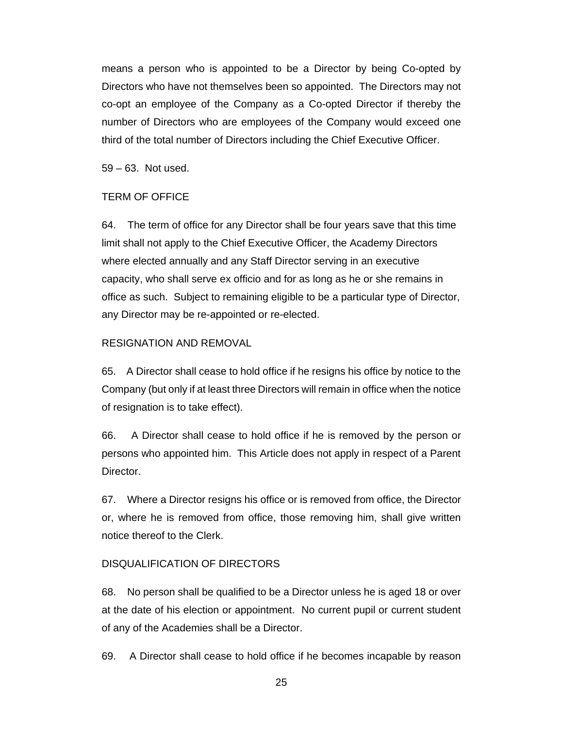means a person who is appointed to be a Director by being Co-opted by Directors who have not themselves been so appointed. The Directors may not co-opt an employee of the Company as a Co-opted Director if thereby the number of Directors who are employees of the Company would exceed one third of the total number of Directors including the Chief Executive Officer.

59 – 63. Not used.

TERM OF OFFICE

64. The term of office for any Director shall be four years save that this time limit shall not apply to the Chief Executive Officer, the Academy Directors where elected annually and any Staff Director serving in an executive capacity, who shall serve ex officio and for as long as he or she remains in office as such. Subject to remaining eligible to be a particular type of Director, any Director may be re-appointed or re-elected.

RESIGNATION AND REMOVAL

65. A Director shall cease to hold office if he resigns his office by notice to the Company (but only if at least three Directors will remain in office when the notice of resignation is to take effect).

66. A Director shall cease to hold office if he is removed by the person or persons who appointed him. This Article does not apply in respect of a Parent Director.

67. Where a Director resigns his office or is removed from office, the Director or, where he is removed from office, those removing him, shall give written notice thereof to the Clerk.

DISQUALIFICATION OF DIRECTORS

68. No person shall be qualified to be a Director unless he is aged 18 or over at the date of his election or appointment. No current pupil or current student of any of the Academies shall be a Director.

69. A Director shall cease to hold office if he becomes incapable by reason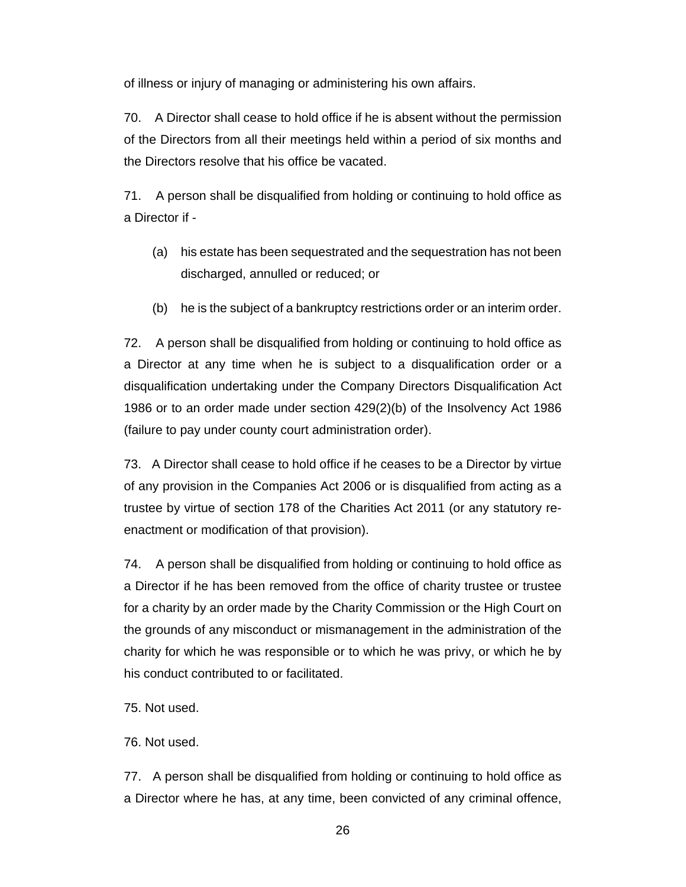of illness or injury of managing or administering his own affairs.

70. A Director shall cease to hold office if he is absent without the permission of the Directors from all their meetings held within a period of six months and the Directors resolve that his office be vacated.

71. A person shall be disqualified from holding or continuing to hold office as a Director if -

(a) his estate has been sequestrated and the sequestration has not been discharged, annulled or reduced; or

(b) he is the subject of a bankruptcy restrictions order or an interim order.

72. A person shall be disqualified from holding or continuing to hold office as a Director at any time when he is subject to a disqualification order or a disqualification undertaking under the Company Directors Disqualification Act 1986 or to an order made under section 429(2)(b) of the Insolvency Act 1986 (failure to pay under county court administration order).

73. A Director shall cease to hold office if he ceases to be a Director by virtue of any provision in the Companies Act 2006 or is disqualified from acting as a trustee by virtue of section 178 of the Charities Act 2011 (or any statutory re-enactment or modification of that provision).

74. A person shall be disqualified from holding or continuing to hold office as a Director if he has been removed from the office of charity trustee or trustee for a charity by an order made by the Charity Commission or the High Court on the grounds of any misconduct or mismanagement in the administration of the charity for which he was responsible or to which he was privy, or which he by his conduct contributed to or facilitated.

75. Not used.

76. Not used.

77. A person shall be disqualified from holding or continuing to hold office as a Director where he has, at any time, been convicted of any criminal offence,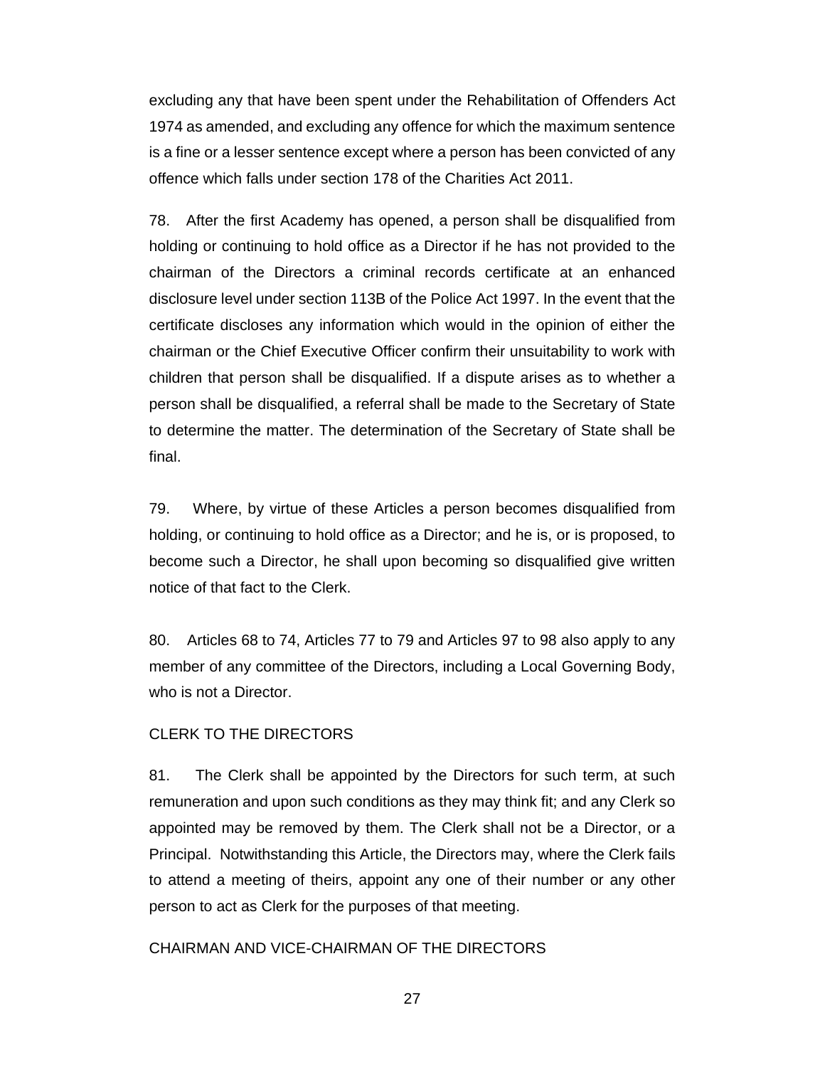excluding any that have been spent under the Rehabilitation of Offenders Act 1974 as amended, and excluding any offence for which the maximum sentence is a fine or a lesser sentence except where a person has been convicted of any offence which falls under section 178 of the Charities Act 2011.

78. After the first Academy has opened, a person shall be disqualified from holding or continuing to hold office as a Director if he has not provided to the chairman of the Directors a criminal records certificate at an enhanced disclosure level under section 113B of the Police Act 1997. In the event that the certificate discloses any information which would in the opinion of either the chairman or the Chief Executive Officer confirm their unsuitability to work with children that person shall be disqualified. If a dispute arises as to whether a person shall be disqualified, a referral shall be made to the Secretary of State to determine the matter. The determination of the Secretary of State shall be final.

79. Where, by virtue of these Articles a person becomes disqualified from holding, or continuing to hold office as a Director; and he is, or is proposed, to become such a Director, he shall upon becoming so disqualified give written notice of that fact to the Clerk.

80. Articles 68 to 74, Articles 77 to 79 and Articles 97 to 98 also apply to any member of any committee of the Directors, including a Local Governing Body, who is not a Director.

## CLERK TO THE DIRECTORS

81. The Clerk shall be appointed by the Directors for such term, at such remuneration and upon such conditions as they may think fit; and any Clerk so appointed may be removed by them. The Clerk shall not be a Director, or a Principal. Notwithstanding this Article, the Directors may, where the Clerk fails to attend a meeting of theirs, appoint any one of their number or any other person to act as Clerk for the purposes of that meeting.

## CHAIRMAN AND VICE-CHAIRMAN OF THE DIRECTORS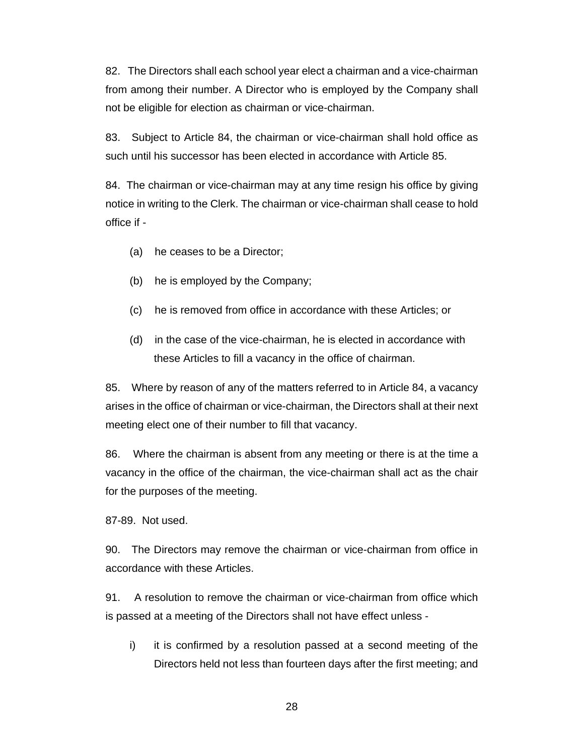82. The Directors shall each school year elect a chairman and a vice-chairman from among their number. A Director who is employed by the Company shall not be eligible for election as chairman or vice-chairman.

83. Subject to Article 84, the chairman or vice-chairman shall hold office as such until his successor has been elected in accordance with Article 85.

84. The chairman or vice-chairman may at any time resign his office by giving notice in writing to the Clerk. The chairman or vice-chairman shall cease to hold office if -

(a) he ceases to be a Director;

(b) he is employed by the Company;

(c) he is removed from office in accordance with these Articles; or

(d) in the case of the vice-chairman, he is elected in accordance with these Articles to fill a vacancy in the office of chairman.

85. Where by reason of any of the matters referred to in Article 84, a vacancy arises in the office of chairman or vice-chairman, the Directors shall at their next meeting elect one of their number to fill that vacancy.

86. Where the chairman is absent from any meeting or there is at the time a vacancy in the office of the chairman, the vice-chairman shall act as the chair for the purposes of the meeting.

87-89. Not used.

90. The Directors may remove the chairman or vice-chairman from office in accordance with these Articles.

91. A resolution to remove the chairman or vice-chairman from office which is passed at a meeting of the Directors shall not have effect unless -

i) it is confirmed by a resolution passed at a second meeting of the Directors held not less than fourteen days after the first meeting; and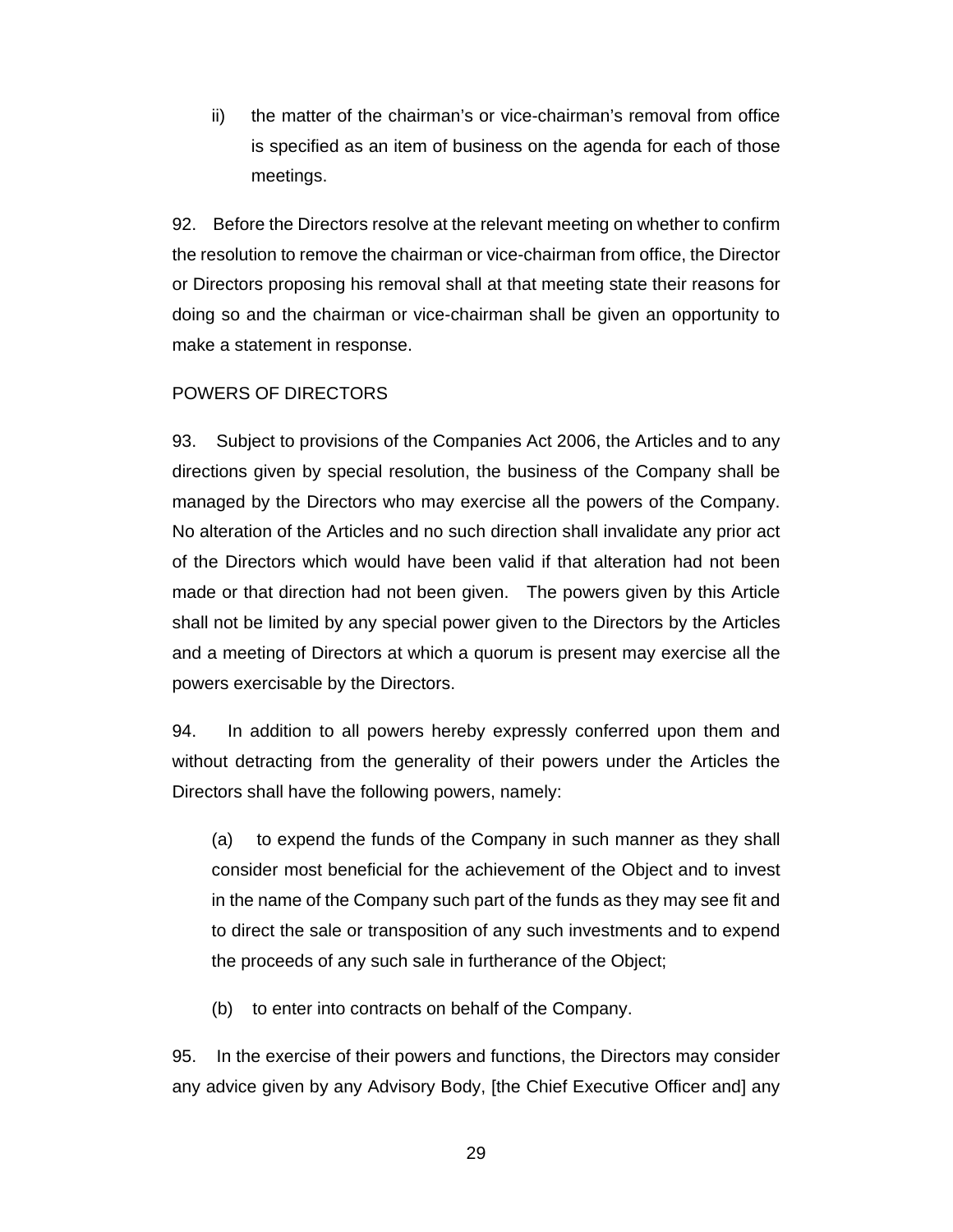ii) the matter of the chairman's or vice-chairman's removal from office is specified as an item of business on the agenda for each of those meetings.

92. Before the Directors resolve at the relevant meeting on whether to confirm the resolution to remove the chairman or vice-chairman from office, the Director or Directors proposing his removal shall at that meeting state their reasons for doing so and the chairman or vice-chairman shall be given an opportunity to make a statement in response.

POWERS OF DIRECTORS

93. Subject to provisions of the Companies Act 2006, the Articles and to any directions given by special resolution, the business of the Company shall be managed by the Directors who may exercise all the powers of the Company. No alteration of the Articles and no such direction shall invalidate any prior act of the Directors which would have been valid if that alteration had not been made or that direction had not been given. The powers given by this Article shall not be limited by any special power given to the Directors by the Articles and a meeting of Directors at which a quorum is present may exercise all the powers exercisable by the Directors.

94. In addition to all powers hereby expressly conferred upon them and without detracting from the generality of their powers under the Articles the Directors shall have the following powers, namely:

(a) to expend the funds of the Company in such manner as they shall consider most beneficial for the achievement of the Object and to invest in the name of the Company such part of the funds as they may see fit and to direct the sale or transposition of any such investments and to expend the proceeds of any such sale in furtherance of the Object;

(b) to enter into contracts on behalf of the Company.

95. In the exercise of their powers and functions, the Directors may consider any advice given by any Advisory Body, [the Chief Executive Officer and] any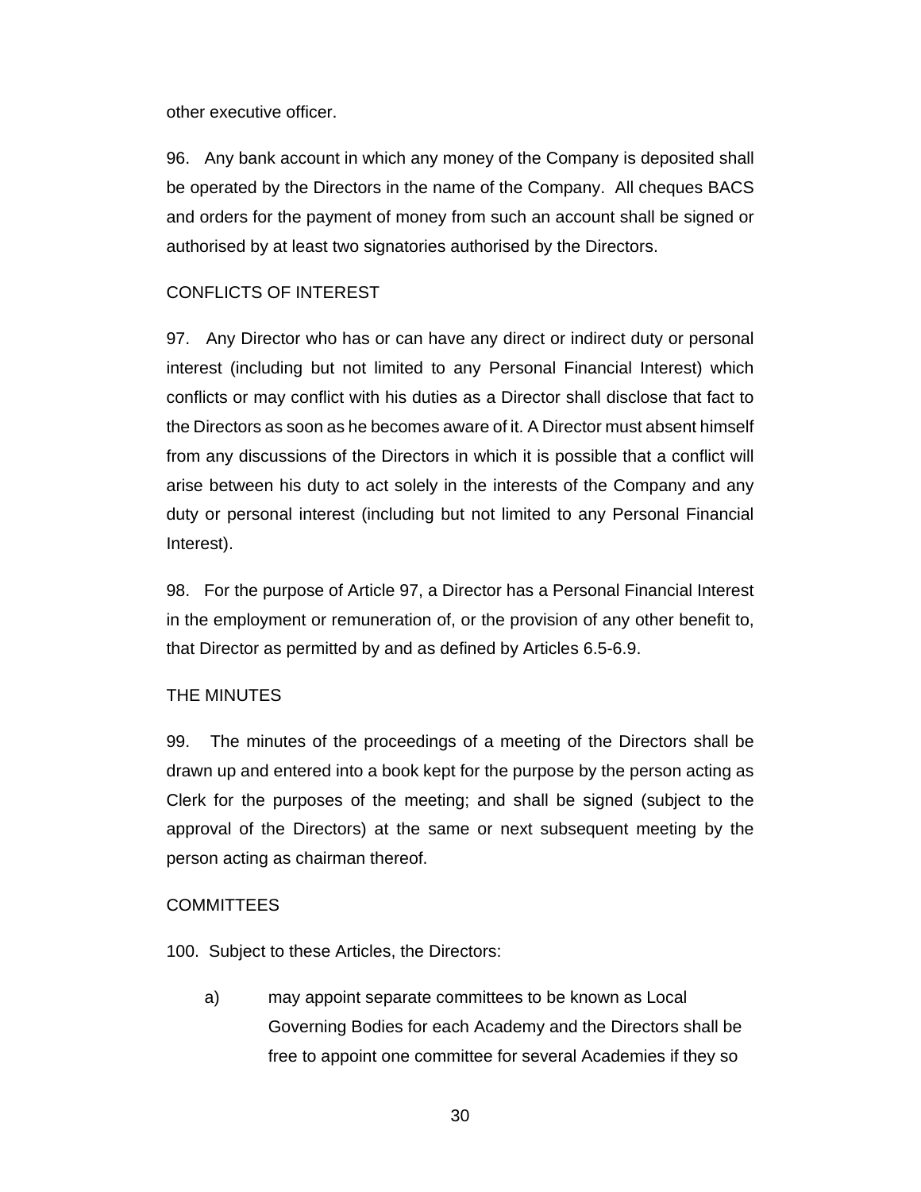other executive officer.

96. Any bank account in which any money of the Company is deposited shall be operated by the Directors in the name of the Company. All cheques BACS and orders for the payment of money from such an account shall be signed or authorised by at least two signatories authorised by the Directors.

## CONFLICTS OF INTEREST

97. Any Director who has or can have any direct or indirect duty or personal interest (including but not limited to any Personal Financial Interest) which conflicts or may conflict with his duties as a Director shall disclose that fact to the Directors as soon as he becomes aware of it. A Director must absent himself from any discussions of the Directors in which it is possible that a conflict will arise between his duty to act solely in the interests of the Company and any duty or personal interest (including but not limited to any Personal Financial Interest).

98. For the purpose of Article 97, a Director has a Personal Financial Interest in the employment or remuneration of, or the provision of any other benefit to, that Director as permitted by and as defined by Articles 6.5-6.9.

## THE MINUTES

99. The minutes of the proceedings of a meeting of the Directors shall be drawn up and entered into a book kept for the purpose by the person acting as Clerk for the purposes of the meeting; and shall be signed (subject to the approval of the Directors) at the same or next subsequent meeting by the person acting as chairman thereof.

## COMMITTEES

100. Subject to these Articles, the Directors:

a) may appoint separate committees to be known as Local Governing Bodies for each Academy and the Directors shall be free to appoint one committee for several Academies if they so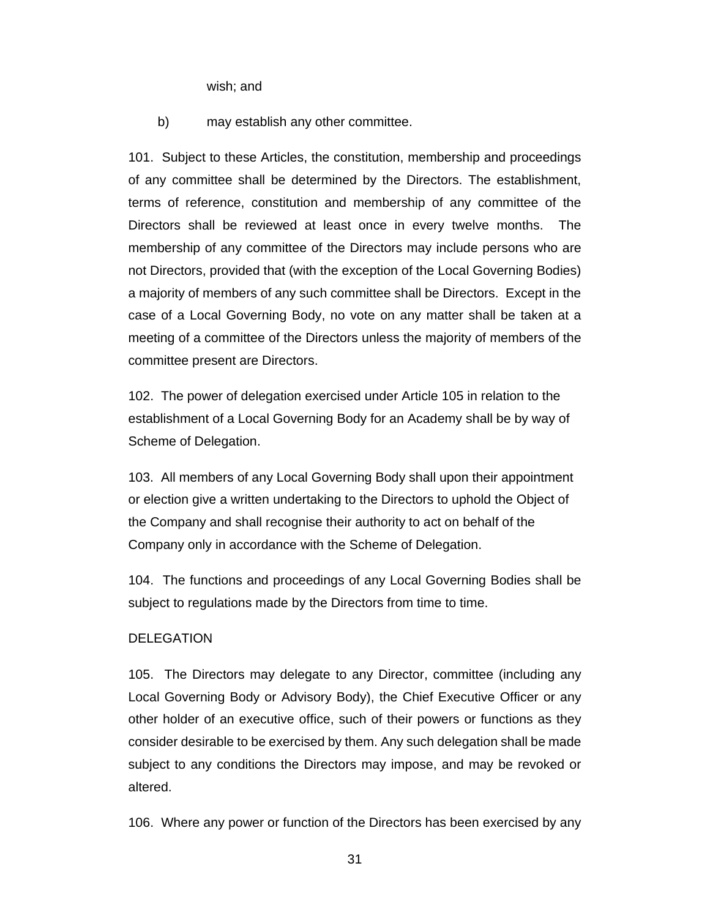wish; and

b) may establish any other committee.

101. Subject to these Articles, the constitution, membership and proceedings of any committee shall be determined by the Directors. The establishment, terms of reference, constitution and membership of any committee of the Directors shall be reviewed at least once in every twelve months. The membership of any committee of the Directors may include persons who are not Directors, provided that (with the exception of the Local Governing Bodies) a majority of members of any such committee shall be Directors. Except in the case of a Local Governing Body, no vote on any matter shall be taken at a meeting of a committee of the Directors unless the majority of members of the committee present are Directors.

102. The power of delegation exercised under Article 105 in relation to the establishment of a Local Governing Body for an Academy shall be by way of Scheme of Delegation.

103. All members of any Local Governing Body shall upon their appointment or election give a written undertaking to the Directors to uphold the Object of the Company and shall recognise their authority to act on behalf of the Company only in accordance with the Scheme of Delegation.

104. The functions and proceedings of any Local Governing Bodies shall be subject to regulations made by the Directors from time to time.

DELEGATION

105. The Directors may delegate to any Director, committee (including any Local Governing Body or Advisory Body), the Chief Executive Officer or any other holder of an executive office, such of their powers or functions as they consider desirable to be exercised by them. Any such delegation shall be made subject to any conditions the Directors may impose, and may be revoked or altered.

106. Where any power or function of the Directors has been exercised by any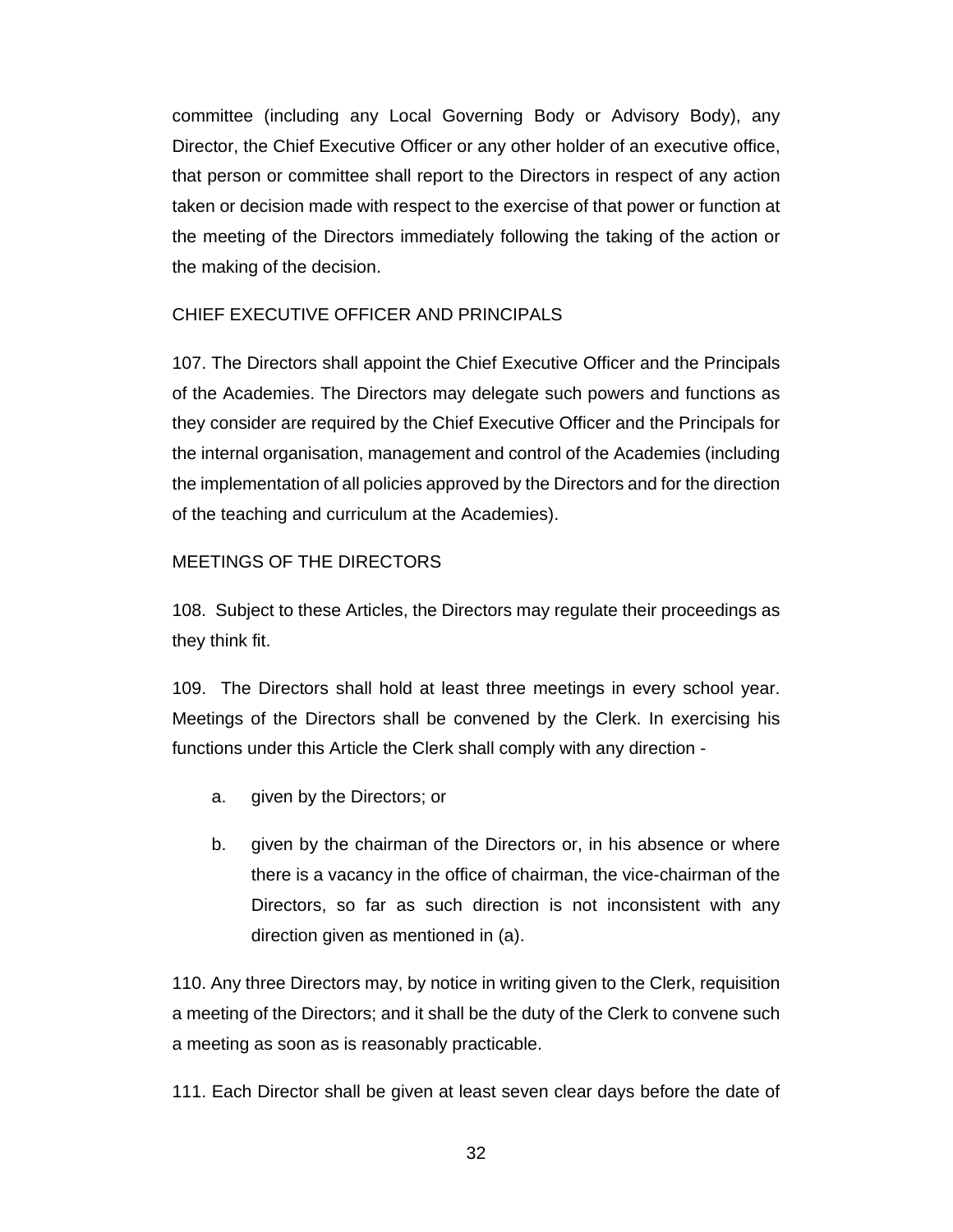committee (including any Local Governing Body or Advisory Body), any Director, the Chief Executive Officer or any other holder of an executive office, that person or committee shall report to the Directors in respect of any action taken or decision made with respect to the exercise of that power or function at the meeting of the Directors immediately following the taking of the action or the making of the decision.

## CHIEF EXECUTIVE OFFICER AND PRINCIPALS

107. The Directors shall appoint the Chief Executive Officer and the Principals of the Academies. The Directors may delegate such powers and functions as they consider are required by the Chief Executive Officer and the Principals for the internal organisation, management and control of the Academies (including the implementation of all policies approved by the Directors and for the direction of the teaching and curriculum at the Academies).

## MEETINGS OF THE DIRECTORS

108. Subject to these Articles, the Directors may regulate their proceedings as they think fit.

109. The Directors shall hold at least three meetings in every school year. Meetings of the Directors shall be convened by the Clerk. In exercising his functions under this Article the Clerk shall comply with any direction -

a. given by the Directors; or

b. given by the chairman of the Directors or, in his absence or where there is a vacancy in the office of chairman, the vice-chairman of the Directors, so far as such direction is not inconsistent with any direction given as mentioned in (a).

110. Any three Directors may, by notice in writing given to the Clerk, requisition a meeting of the Directors; and it shall be the duty of the Clerk to convene such a meeting as soon as is reasonably practicable.

111. Each Director shall be given at least seven clear days before the date of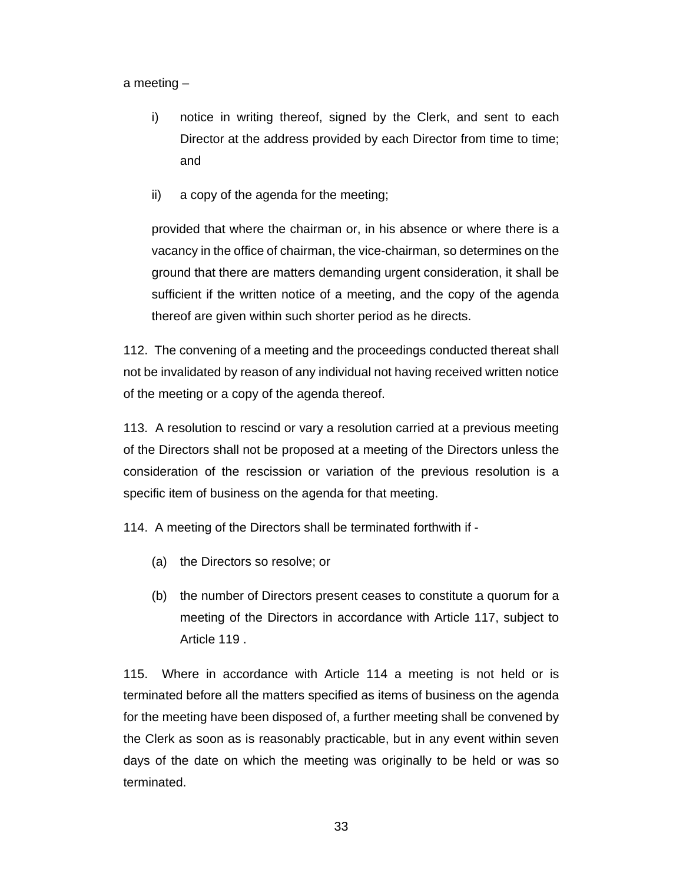a meeting –

i) notice in writing thereof, signed by the Clerk, and sent to each Director at the address provided by each Director from time to time; and

ii) a copy of the agenda for the meeting;

provided that where the chairman or, in his absence or where there is a vacancy in the office of chairman, the vice-chairman, so determines on the ground that there are matters demanding urgent consideration, it shall be sufficient if the written notice of a meeting, and the copy of the agenda thereof are given within such shorter period as he directs.

112. The convening of a meeting and the proceedings conducted thereat shall not be invalidated by reason of any individual not having received written notice of the meeting or a copy of the agenda thereof.

113. A resolution to rescind or vary a resolution carried at a previous meeting of the Directors shall not be proposed at a meeting of the Directors unless the consideration of the rescission or variation of the previous resolution is a specific item of business on the agenda for that meeting.

114. A meeting of the Directors shall be terminated forthwith if -

(a) the Directors so resolve; or

(b) the number of Directors present ceases to constitute a quorum for a meeting of the Directors in accordance with Article 117, subject to Article 119 .

115. Where in accordance with Article 114 a meeting is not held or is terminated before all the matters specified as items of business on the agenda for the meeting have been disposed of, a further meeting shall be convened by the Clerk as soon as is reasonably practicable, but in any event within seven days of the date on which the meeting was originally to be held or was so terminated.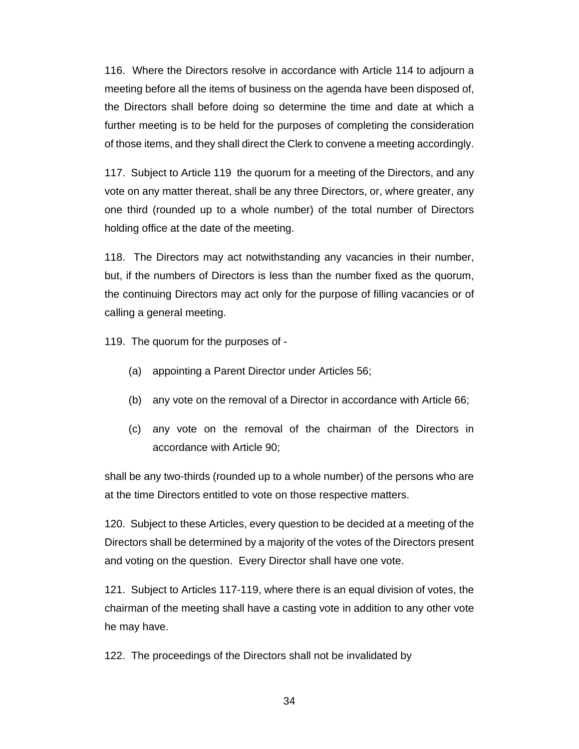116. Where the Directors resolve in accordance with Article 114 to adjourn a meeting before all the items of business on the agenda have been disposed of, the Directors shall before doing so determine the time and date at which a further meeting is to be held for the purposes of completing the consideration of those items, and they shall direct the Clerk to convene a meeting accordingly.

117. Subject to Article 119 the quorum for a meeting of the Directors, and any vote on any matter thereat, shall be any three Directors, or, where greater, any one third (rounded up to a whole number) of the total number of Directors holding office at the date of the meeting.

118. The Directors may act notwithstanding any vacancies in their number, but, if the numbers of Directors is less than the number fixed as the quorum, the continuing Directors may act only for the purpose of filling vacancies or of calling a general meeting.

119. The quorum for the purposes of -

(a) appointing a Parent Director under Articles 56;

(b) any vote on the removal of a Director in accordance with Article 66;

(c) any vote on the removal of the chairman of the Directors in accordance with Article 90;

shall be any two-thirds (rounded up to a whole number) of the persons who are at the time Directors entitled to vote on those respective matters.

120. Subject to these Articles, every question to be decided at a meeting of the Directors shall be determined by a majority of the votes of the Directors present and voting on the question. Every Director shall have one vote.

121. Subject to Articles 117-119, where there is an equal division of votes, the chairman of the meeting shall have a casting vote in addition to any other vote he may have.

122. The proceedings of the Directors shall not be invalidated by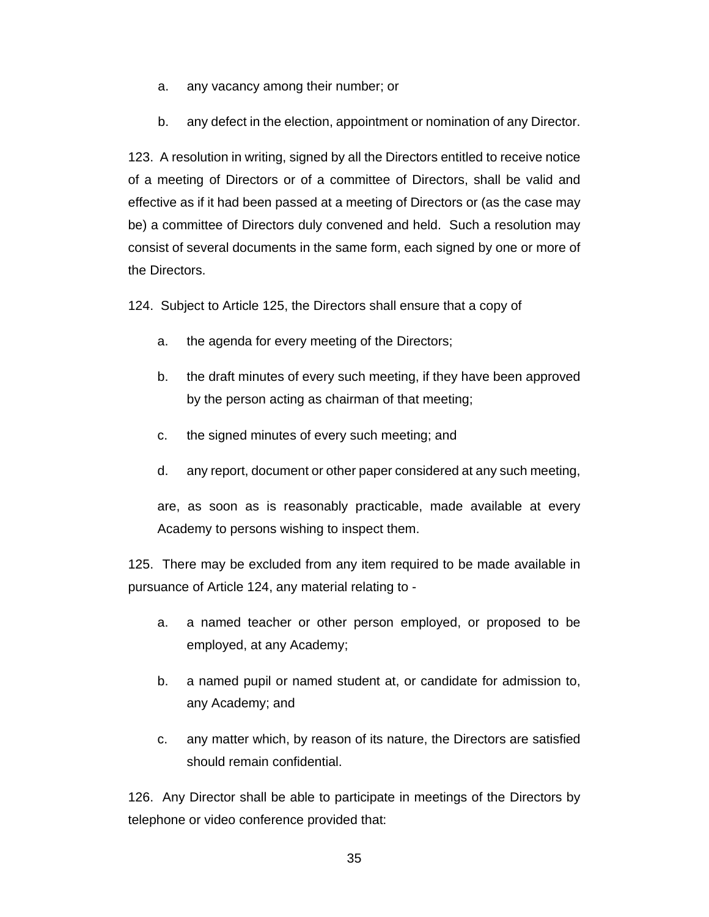a. any vacancy among their number; or

b. any defect in the election, appointment or nomination of any Director.

123. A resolution in writing, signed by all the Directors entitled to receive notice of a meeting of Directors or of a committee of Directors, shall be valid and effective as if it had been passed at a meeting of Directors or (as the case may be) a committee of Directors duly convened and held. Such a resolution may consist of several documents in the same form, each signed by one or more of the Directors.

124. Subject to Article 125, the Directors shall ensure that a copy of

a. the agenda for every meeting of the Directors;

b. the draft minutes of every such meeting, if they have been approved by the person acting as chairman of that meeting;

c. the signed minutes of every such meeting; and

d. any report, document or other paper considered at any such meeting,

are, as soon as is reasonably practicable, made available at every Academy to persons wishing to inspect them.

125. There may be excluded from any item required to be made available in pursuance of Article 124, any material relating to -

a. a named teacher or other person employed, or proposed to be employed, at any Academy;

b. a named pupil or named student at, or candidate for admission to, any Academy; and

c. any matter which, by reason of its nature, the Directors are satisfied should remain confidential.

126. Any Director shall be able to participate in meetings of the Directors by telephone or video conference provided that: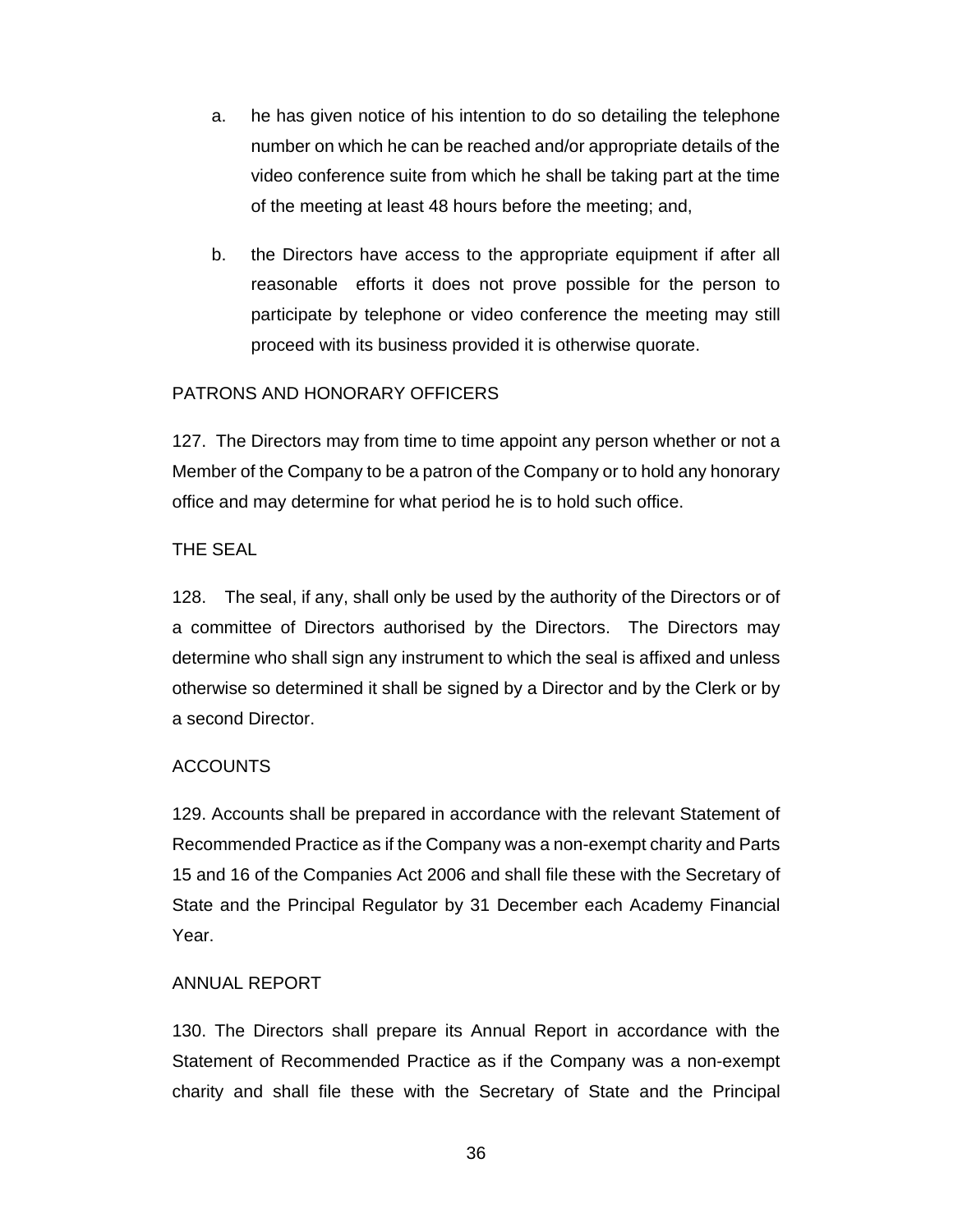a. he has given notice of his intention to do so detailing the telephone number on which he can be reached and/or appropriate details of the video conference suite from which he shall be taking part at the time of the meeting at least 48 hours before the meeting; and,

b. the Directors have access to the appropriate equipment if after all reasonable efforts it does not prove possible for the person to participate by telephone or video conference the meeting may still proceed with its business provided it is otherwise quorate.

PATRONS AND HONORARY OFFICERS

127. The Directors may from time to time appoint any person whether or not a Member of the Company to be a patron of the Company or to hold any honorary office and may determine for what period he is to hold such office.

THE SEAL

128. The seal, if any, shall only be used by the authority of the Directors or of a committee of Directors authorised by the Directors. The Directors may determine who shall sign any instrument to which the seal is affixed and unless otherwise so determined it shall be signed by a Director and by the Clerk or by a second Director.

ACCOUNTS

129. Accounts shall be prepared in accordance with the relevant Statement of Recommended Practice as if the Company was a non-exempt charity and Parts 15 and 16 of the Companies Act 2006 and shall file these with the Secretary of State and the Principal Regulator by 31 December each Academy Financial Year.

ANNUAL REPORT

130. The Directors shall prepare its Annual Report in accordance with the Statement of Recommended Practice as if the Company was a non-exempt charity and shall file these with the Secretary of State and the Principal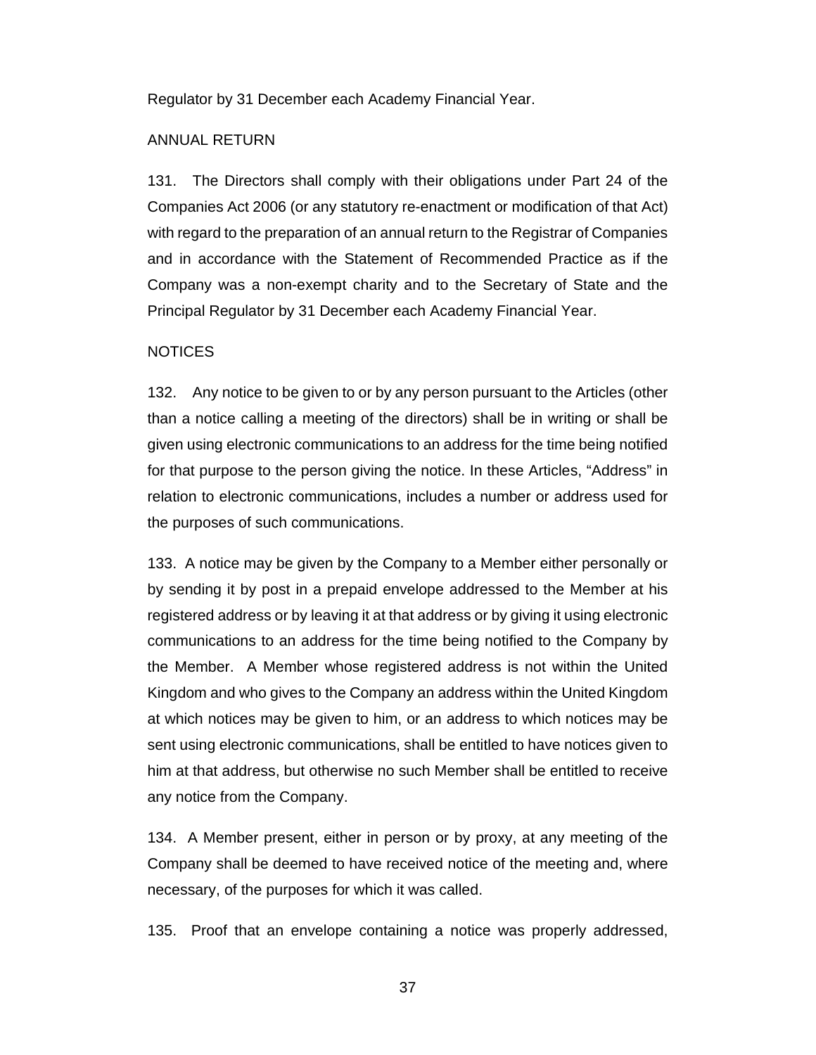Regulator by 31 December each Academy Financial Year.

ANNUAL RETURN

131. The Directors shall comply with their obligations under Part 24 of the Companies Act 2006 (or any statutory re-enactment or modification of that Act) with regard to the preparation of an annual return to the Registrar of Companies and in accordance with the Statement of Recommended Practice as if the Company was a non-exempt charity and to the Secretary of State and the Principal Regulator by 31 December each Academy Financial Year.

NOTICES

132. Any notice to be given to or by any person pursuant to the Articles (other than a notice calling a meeting of the directors) shall be in writing or shall be given using electronic communications to an address for the time being notified for that purpose to the person giving the notice. In these Articles, "Address" in relation to electronic communications, includes a number or address used for the purposes of such communications.

133. A notice may be given by the Company to a Member either personally or by sending it by post in a prepaid envelope addressed to the Member at his registered address or by leaving it at that address or by giving it using electronic communications to an address for the time being notified to the Company by the Member. A Member whose registered address is not within the United Kingdom and who gives to the Company an address within the United Kingdom at which notices may be given to him, or an address to which notices may be sent using electronic communications, shall be entitled to have notices given to him at that address, but otherwise no such Member shall be entitled to receive any notice from the Company.

134. A Member present, either in person or by proxy, at any meeting of the Company shall be deemed to have received notice of the meeting and, where necessary, of the purposes for which it was called.

135. Proof that an envelope containing a notice was properly addressed,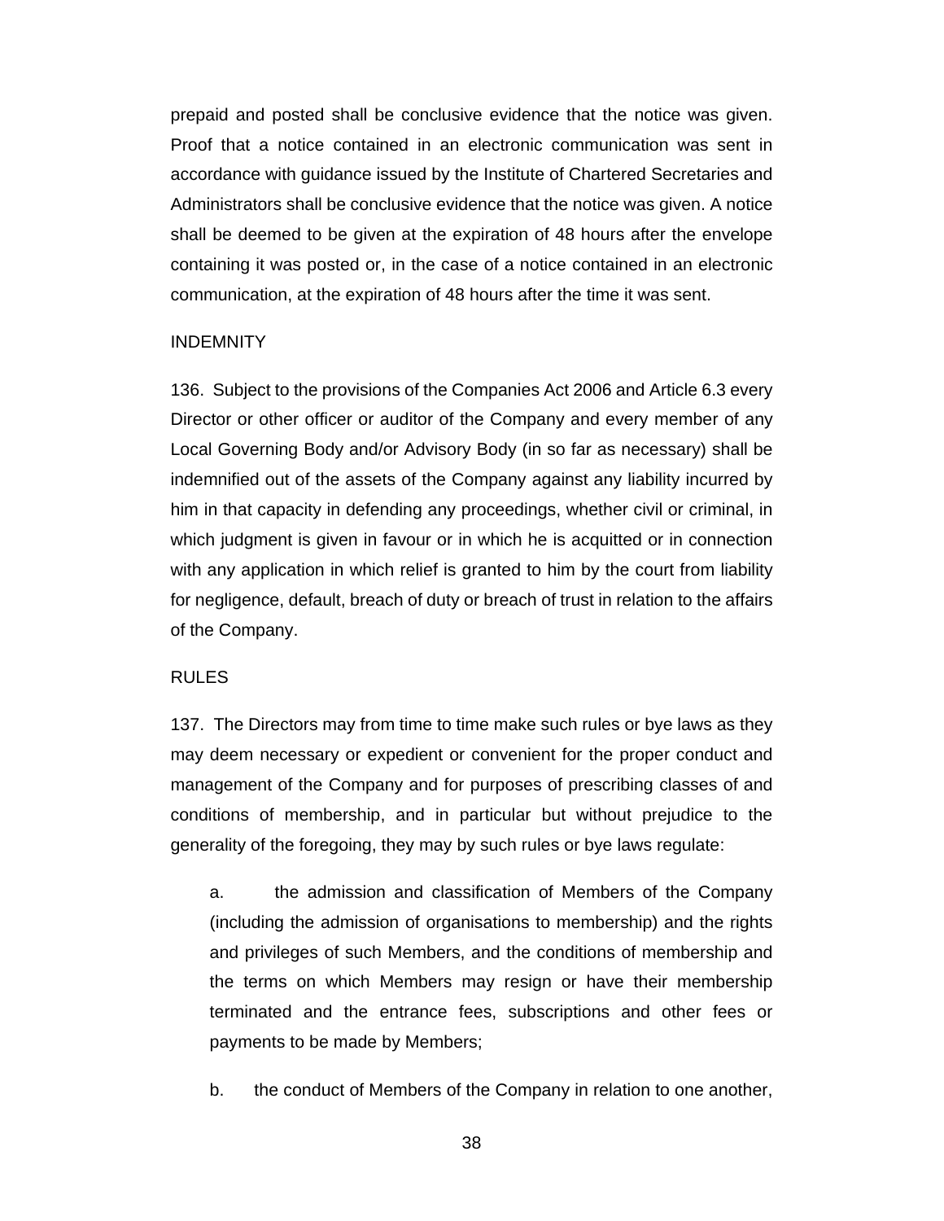prepaid and posted shall be conclusive evidence that the notice was given. Proof that a notice contained in an electronic communication was sent in accordance with guidance issued by the Institute of Chartered Secretaries and Administrators shall be conclusive evidence that the notice was given. A notice shall be deemed to be given at the expiration of 48 hours after the envelope containing it was posted or, in the case of a notice contained in an electronic communication, at the expiration of 48 hours after the time it was sent.

## INDEMNITY

136. Subject to the provisions of the Companies Act 2006 and Article 6.3 every Director or other officer or auditor of the Company and every member of any Local Governing Body and/or Advisory Body (in so far as necessary) shall be indemnified out of the assets of the Company against any liability incurred by him in that capacity in defending any proceedings, whether civil or criminal, in which judgment is given in favour or in which he is acquitted or in connection with any application in which relief is granted to him by the court from liability for negligence, default, breach of duty or breach of trust in relation to the affairs of the Company.

## RULES

137. The Directors may from time to time make such rules or bye laws as they may deem necessary or expedient or convenient for the proper conduct and management of the Company and for purposes of prescribing classes of and conditions of membership, and in particular but without prejudice to the generality of the foregoing, they may by such rules or bye laws regulate:

a. the admission and classification of Members of the Company (including the admission of organisations to membership) and the rights and privileges of such Members, and the conditions of membership and the terms on which Members may resign or have their membership terminated and the entrance fees, subscriptions and other fees or payments to be made by Members;

b. the conduct of Members of the Company in relation to one another,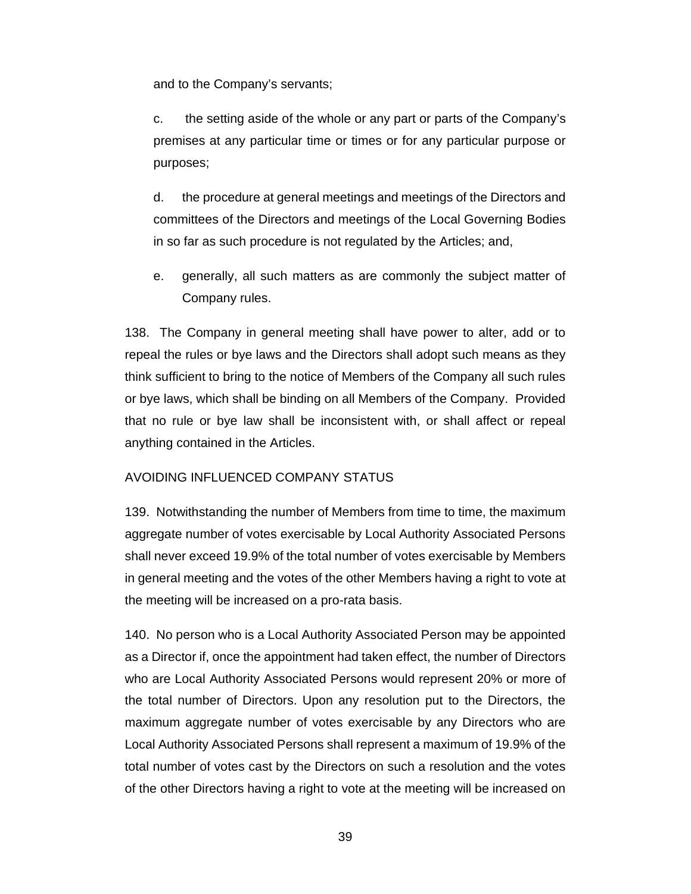and to the Company's servants;

c. the setting aside of the whole or any part or parts of the Company's premises at any particular time or times or for any particular purpose or purposes;

d. the procedure at general meetings and meetings of the Directors and committees of the Directors and meetings of the Local Governing Bodies in so far as such procedure is not regulated by the Articles; and,

e. generally, all such matters as are commonly the subject matter of Company rules.

138. The Company in general meeting shall have power to alter, add or to repeal the rules or bye laws and the Directors shall adopt such means as they think sufficient to bring to the notice of Members of the Company all such rules or bye laws, which shall be binding on all Members of the Company. Provided that no rule or bye law shall be inconsistent with, or shall affect or repeal anything contained in the Articles.

AVOIDING INFLUENCED COMPANY STATUS

139. Notwithstanding the number of Members from time to time, the maximum aggregate number of votes exercisable by Local Authority Associated Persons shall never exceed 19.9% of the total number of votes exercisable by Members in general meeting and the votes of the other Members having a right to vote at the meeting will be increased on a pro-rata basis.

140. No person who is a Local Authority Associated Person may be appointed as a Director if, once the appointment had taken effect, the number of Directors who are Local Authority Associated Persons would represent 20% or more of the total number of Directors. Upon any resolution put to the Directors, the maximum aggregate number of votes exercisable by any Directors who are Local Authority Associated Persons shall represent a maximum of 19.9% of the total number of votes cast by the Directors on such a resolution and the votes of the other Directors having a right to vote at the meeting will be increased on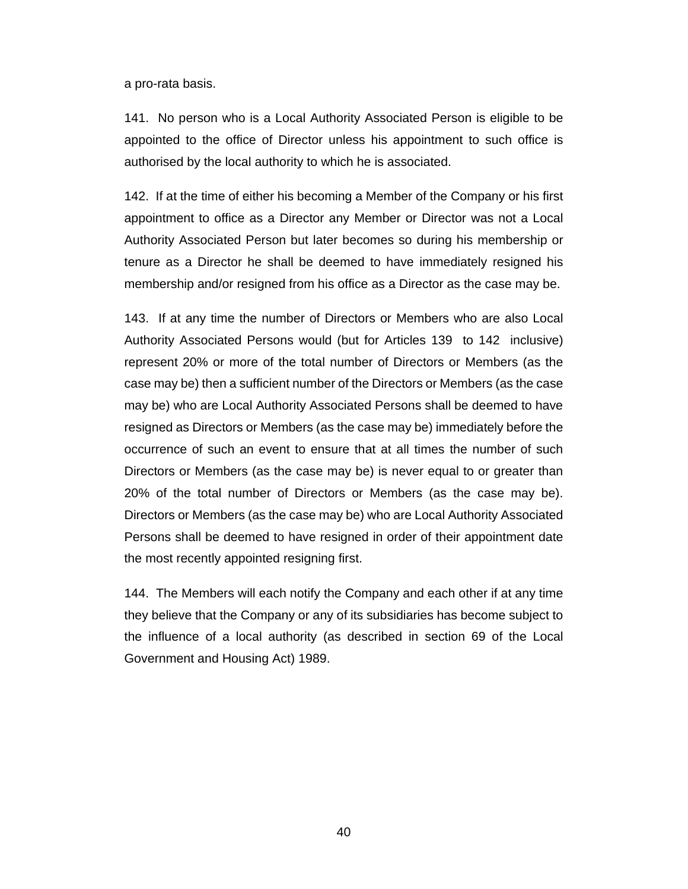a pro-rata basis.

141. No person who is a Local Authority Associated Person is eligible to be appointed to the office of Director unless his appointment to such office is authorised by the local authority to which he is associated.

142. If at the time of either his becoming a Member of the Company or his first appointment to office as a Director any Member or Director was not a Local Authority Associated Person but later becomes so during his membership or tenure as a Director he shall be deemed to have immediately resigned his membership and/or resigned from his office as a Director as the case may be.

143. If at any time the number of Directors or Members who are also Local Authority Associated Persons would (but for Articles 139 to 142 inclusive) represent 20% or more of the total number of Directors or Members (as the case may be) then a sufficient number of the Directors or Members (as the case may be) who are Local Authority Associated Persons shall be deemed to have resigned as Directors or Members (as the case may be) immediately before the occurrence of such an event to ensure that at all times the number of such Directors or Members (as the case may be) is never equal to or greater than 20% of the total number of Directors or Members (as the case may be). Directors or Members (as the case may be) who are Local Authority Associated Persons shall be deemed to have resigned in order of their appointment date the most recently appointed resigning first.

144. The Members will each notify the Company and each other if at any time they believe that the Company or any of its subsidiaries has become subject to the influence of a local authority (as described in section 69 of the Local Government and Housing Act) 1989.